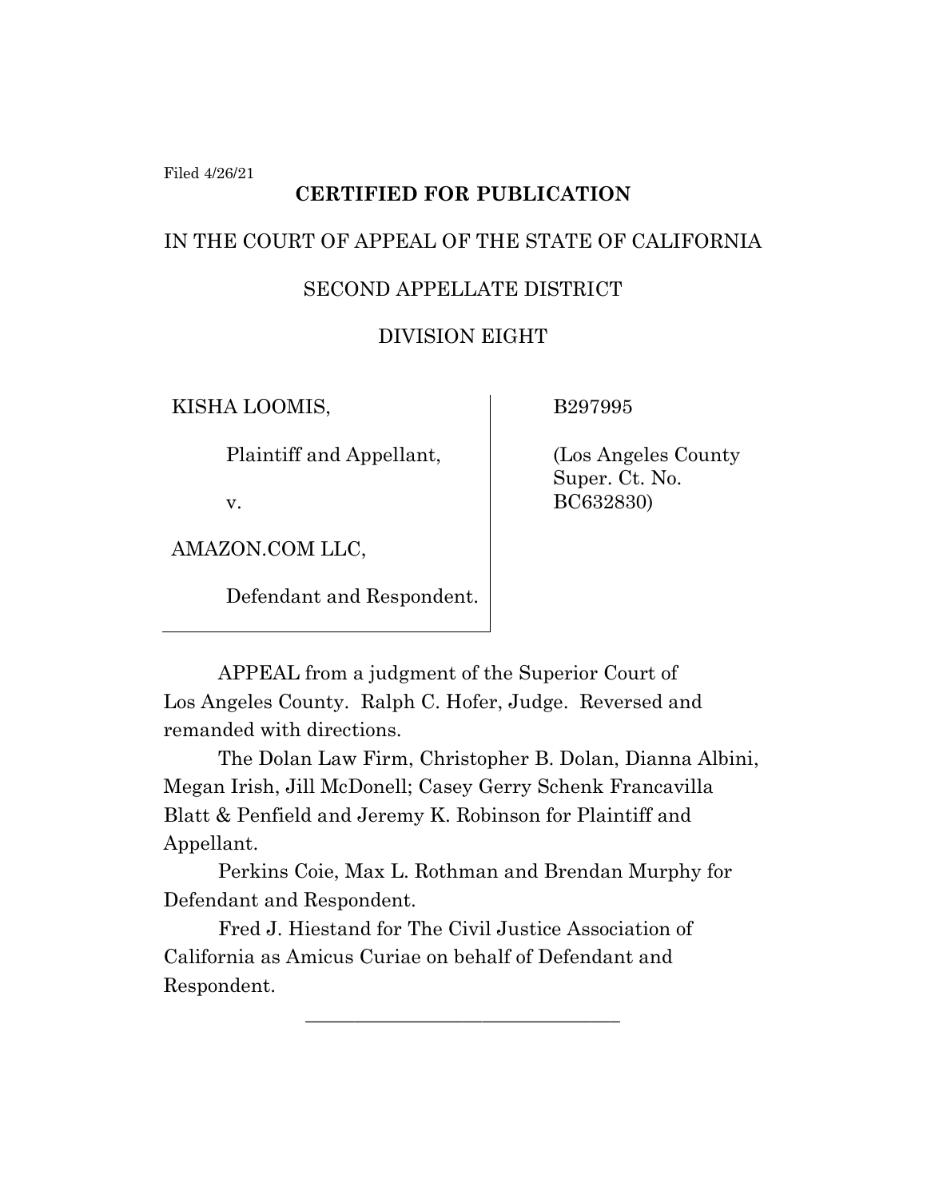Filed 4/26/21

**CERTIFIED FOR PUBLICATION**

IN THE COURT OF APPEAL OF THE STATE OF CALIFORNIA

SECOND APPELLATE DISTRICT

DIVISION EIGHT

| | |
|---|---|
| KISHA LOOMIS,<br><br>Plaintiff and Appellant,<br><br>v.<br><br>AMAZON.COM LLC,<br><br>Defendant and Respondent. | B297995<br><br>(Los Angeles County Super. Ct. No. BC632830) |

APPEAL from a judgment of the Superior Court of Los Angeles County. Ralph C. Hofer, Judge. Reversed and remanded with directions.

The Dolan Law Firm, Christopher B. Dolan, Dianna Albini, Megan Irish, Jill McDonell; Casey Gerry Schenk Francavilla Blatt & Penfield and Jeremy K. Robinson for Plaintiff and Appellant.

Perkins Coie, Max L. Rothman and Brendan Murphy for Defendant and Respondent.

Fred J. Hiestand for The Civil Justice Association of California as Amicus Curiae on behalf of Defendant and Respondent.

\_\_\_\_\_\_\_\_\_\_\_\_\_\_\_\_\_\_\_\_\_\_\_\_\_\_\_\_\_\_\_\_\_\_\_\_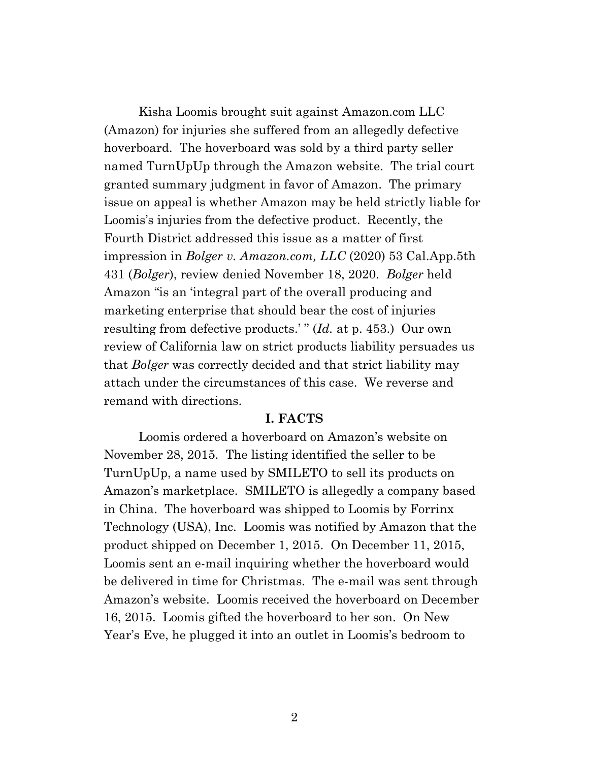Kisha Loomis brought suit against Amazon.com LLC (Amazon) for injuries she suffered from an allegedly defective hoverboard. The hoverboard was sold by a third party seller named TurnUpUp through the Amazon website. The trial court granted summary judgment in favor of Amazon. The primary issue on appeal is whether Amazon may be held strictly liable for Loomis's injuries from the defective product. Recently, the Fourth District addressed this issue as a matter of first impression in *Bolger v. Amazon.com, LLC* (2020) 53 Cal.App.5th 431 (*Bolger*), review denied November 18, 2020. *Bolger* held Amazon "is an 'integral part of the overall producing and marketing enterprise that should bear the cost of injuries resulting from defective products.' " (*Id.* at p. 453.) Our own review of California law on strict products liability persuades us that *Bolger* was correctly decided and that strict liability may attach under the circumstances of this case. We reverse and remand with directions.

## I. FACTS

Loomis ordered a hoverboard on Amazon's website on November 28, 2015. The listing identified the seller to be TurnUpUp, a name used by SMILETO to sell its products on Amazon's marketplace. SMILETO is allegedly a company based in China. The hoverboard was shipped to Loomis by Forrinx Technology (USA), Inc. Loomis was notified by Amazon that the product shipped on December 1, 2015. On December 11, 2015, Loomis sent an e-mail inquiring whether the hoverboard would be delivered in time for Christmas. The e-mail was sent through Amazon's website. Loomis received the hoverboard on December 16, 2015. Loomis gifted the hoverboard to her son. On New Year's Eve, he plugged it into an outlet in Loomis's bedroom to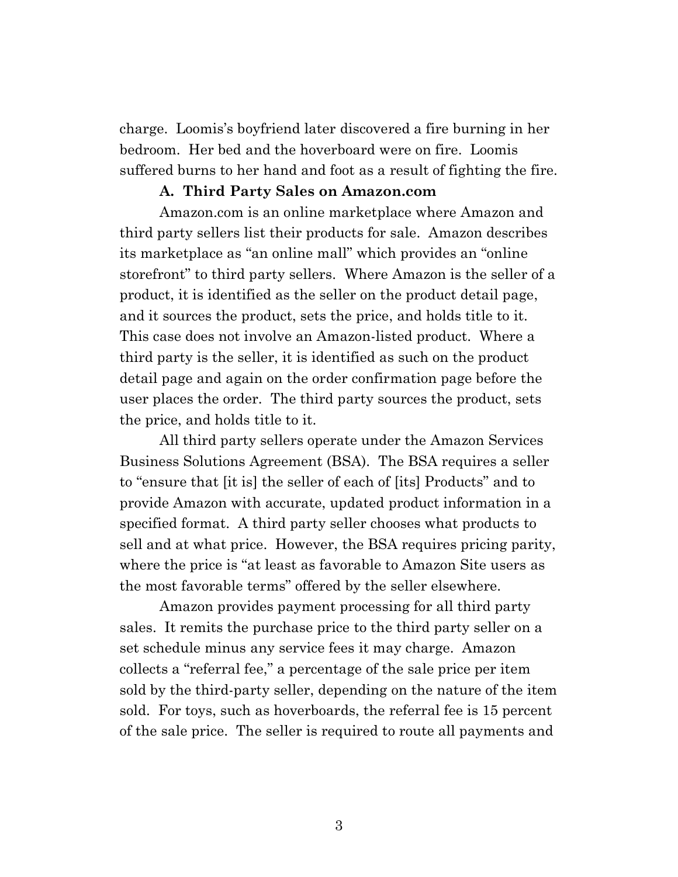charge. Loomis's boyfriend later discovered a fire burning in her bedroom. Her bed and the hoverboard were on fire. Loomis suffered burns to her hand and foot as a result of fighting the fire.

**A. Third Party Sales on Amazon.com**

Amazon.com is an online marketplace where Amazon and third party sellers list their products for sale. Amazon describes its marketplace as "an online mall" which provides an "online storefront" to third party sellers. Where Amazon is the seller of a product, it is identified as the seller on the product detail page, and it sources the product, sets the price, and holds title to it. This case does not involve an Amazon-listed product. Where a third party is the seller, it is identified as such on the product detail page and again on the order confirmation page before the user places the order. The third party sources the product, sets the price, and holds title to it.

All third party sellers operate under the Amazon Services Business Solutions Agreement (BSA). The BSA requires a seller to "ensure that [it is] the seller of each of [its] Products" and to provide Amazon with accurate, updated product information in a specified format. A third party seller chooses what products to sell and at what price. However, the BSA requires pricing parity, where the price is "at least as favorable to Amazon Site users as the most favorable terms" offered by the seller elsewhere.

Amazon provides payment processing for all third party sales. It remits the purchase price to the third party seller on a set schedule minus any service fees it may charge. Amazon collects a "referral fee," a percentage of the sale price per item sold by the third-party seller, depending on the nature of the item sold. For toys, such as hoverboards, the referral fee is 15 percent of the sale price. The seller is required to route all payments and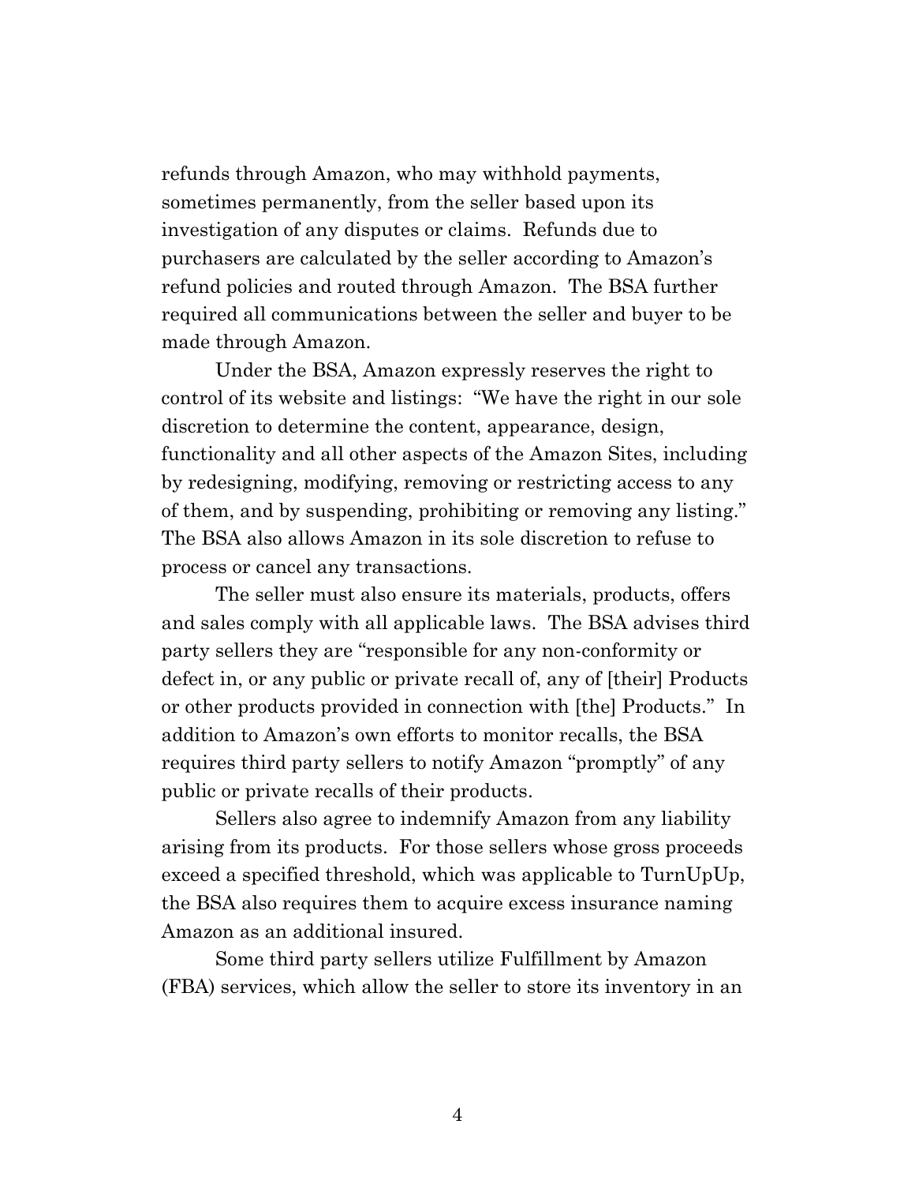refunds through Amazon, who may withhold payments, sometimes permanently, from the seller based upon its investigation of any disputes or claims. Refunds due to purchasers are calculated by the seller according to Amazon's refund policies and routed through Amazon. The BSA further required all communications between the seller and buyer to be made through Amazon.

Under the BSA, Amazon expressly reserves the right to control of its website and listings: "We have the right in our sole discretion to determine the content, appearance, design, functionality and all other aspects of the Amazon Sites, including by redesigning, modifying, removing or restricting access to any of them, and by suspending, prohibiting or removing any listing." The BSA also allows Amazon in its sole discretion to refuse to process or cancel any transactions.

The seller must also ensure its materials, products, offers and sales comply with all applicable laws. The BSA advises third party sellers they are "responsible for any non-conformity or defect in, or any public or private recall of, any of [their] Products or other products provided in connection with [the] Products." In addition to Amazon's own efforts to monitor recalls, the BSA requires third party sellers to notify Amazon "promptly" of any public or private recalls of their products.

Sellers also agree to indemnify Amazon from any liability arising from its products. For those sellers whose gross proceeds exceed a specified threshold, which was applicable to TurnUpUp, the BSA also requires them to acquire excess insurance naming Amazon as an additional insured.

Some third party sellers utilize Fulfillment by Amazon (FBA) services, which allow the seller to store its inventory in an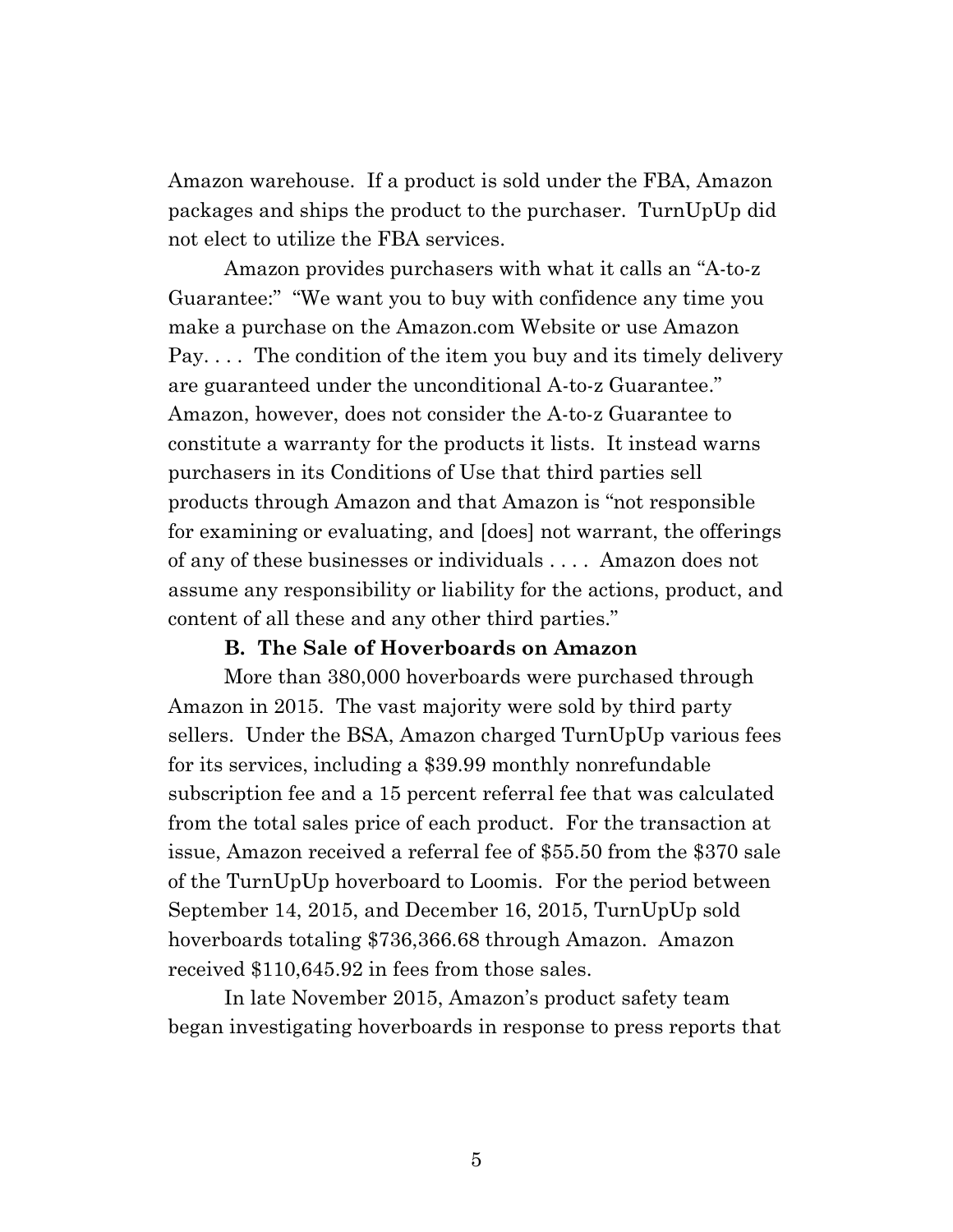Amazon warehouse. If a product is sold under the FBA, Amazon packages and ships the product to the purchaser. TurnUpUp did not elect to utilize the FBA services.

Amazon provides purchasers with what it calls an "A-to-z Guarantee:" "We want you to buy with confidence any time you make a purchase on the Amazon.com Website or use Amazon Pay. . . . The condition of the item you buy and its timely delivery are guaranteed under the unconditional A-to-z Guarantee." Amazon, however, does not consider the A-to-z Guarantee to constitute a warranty for the products it lists. It instead warns purchasers in its Conditions of Use that third parties sell products through Amazon and that Amazon is "not responsible for examining or evaluating, and [does] not warrant, the offerings of any of these businesses or individuals . . . . Amazon does not assume any responsibility or liability for the actions, product, and content of all these and any other third parties."

**B. The Sale of Hoverboards on Amazon**

More than 380,000 hoverboards were purchased through Amazon in 2015. The vast majority were sold by third party sellers. Under the BSA, Amazon charged TurnUpUp various fees for its services, including a $39.99 monthly nonrefundable subscription fee and a 15 percent referral fee that was calculated from the total sales price of each product. For the transaction at issue, Amazon received a referral fee of $55.50 from the $370 sale of the TurnUpUp hoverboard to Loomis. For the period between September 14, 2015, and December 16, 2015, TurnUpUp sold hoverboards totaling $736,366.68 through Amazon. Amazon received $110,645.92 in fees from those sales.

In late November 2015, Amazon's product safety team began investigating hoverboards in response to press reports that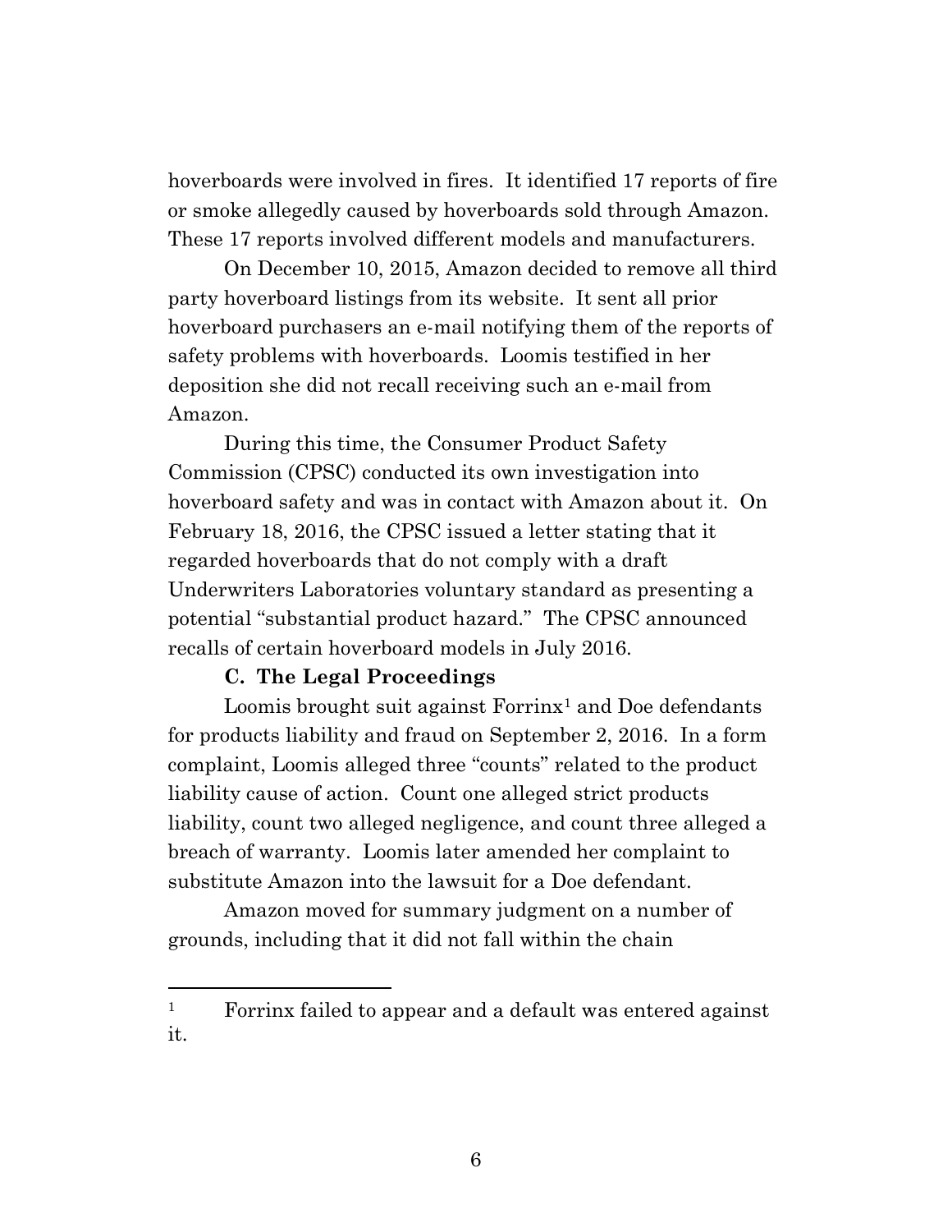hoverboards were involved in fires. It identified 17 reports of fire or smoke allegedly caused by hoverboards sold through Amazon. These 17 reports involved different models and manufacturers.

On December 10, 2015, Amazon decided to remove all third party hoverboard listings from its website. It sent all prior hoverboard purchasers an e-mail notifying them of the reports of safety problems with hoverboards. Loomis testified in her deposition she did not recall receiving such an e-mail from Amazon.

During this time, the Consumer Product Safety Commission (CPSC) conducted its own investigation into hoverboard safety and was in contact with Amazon about it. On February 18, 2016, the CPSC issued a letter stating that it regarded hoverboards that do not comply with a draft Underwriters Laboratories voluntary standard as presenting a potential "substantial product hazard." The CPSC announced recalls of certain hoverboard models in July 2016.

### C. The Legal Proceedings

Loomis brought suit against Forrinx[1] and Doe defendants for products liability and fraud on September 2, 2016. In a form complaint, Loomis alleged three "counts" related to the product liability cause of action. Count one alleged strict products liability, count two alleged negligence, and count three alleged a breach of warranty. Loomis later amended her complaint to substitute Amazon into the lawsuit for a Doe defendant.

Amazon moved for summary judgment on a number of grounds, including that it did not fall within the chain

---

[1] Forrinx failed to appear and a default was entered against it.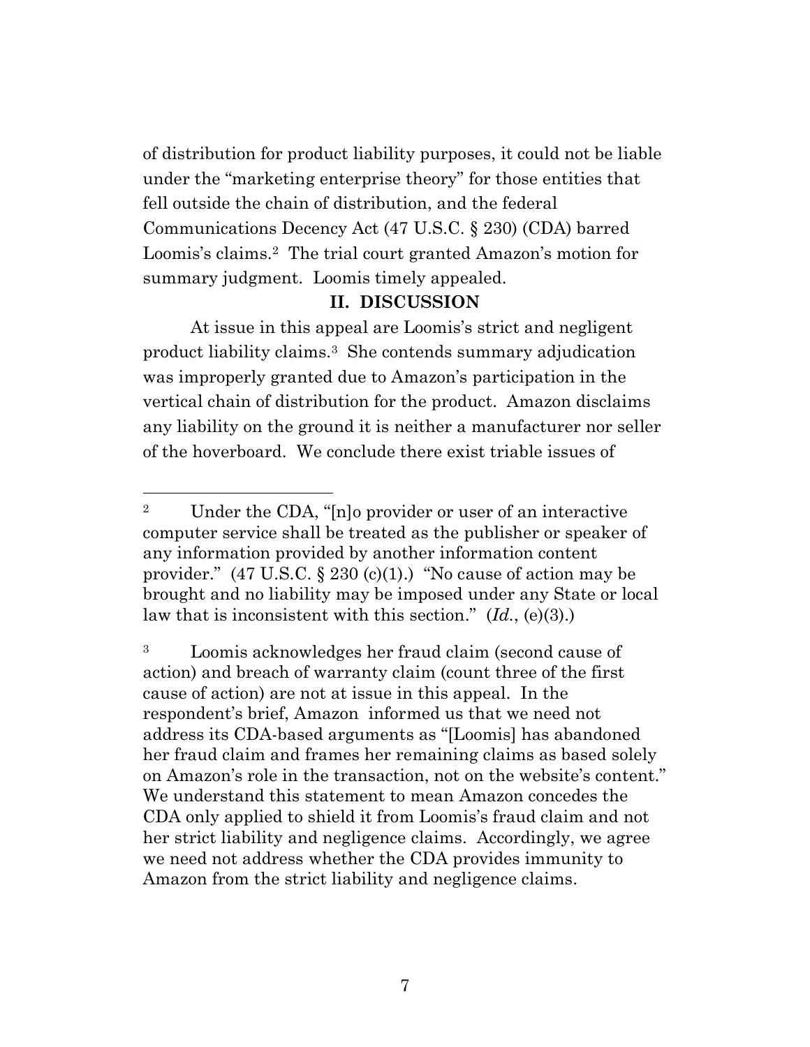of distribution for product liability purposes, it could not be liable under the "marketing enterprise theory" for those entities that fell outside the chain of distribution, and the federal Communications Decency Act (47 U.S.C. § 230) (CDA) barred Loomis's claims.[2] The trial court granted Amazon's motion for summary judgment. Loomis timely appealed.

## II. DISCUSSION

At issue in this appeal are Loomis's strict and negligent product liability claims.[3] She contends summary adjudication was improperly granted due to Amazon's participation in the vertical chain of distribution for the product. Amazon disclaims any liability on the ground it is neither a manufacturer nor seller of the hoverboard. We conclude there exist triable issues of

---

[2] Under the CDA, "[n]o provider or user of an interactive computer service shall be treated as the publisher or speaker of any information provided by another information content provider." (47 U.S.C. § 230 (c)(1).) "No cause of action may be brought and no liability may be imposed under any State or local law that is inconsistent with this section." (*Id.*, (e)(3).)

[3] Loomis acknowledges her fraud claim (second cause of action) and breach of warranty claim (count three of the first cause of action) are not at issue in this appeal. In the respondent's brief, Amazon informed us that we need not address its CDA-based arguments as "[Loomis] has abandoned her fraud claim and frames her remaining claims as based solely on Amazon's role in the transaction, not on the website's content." We understand this statement to mean Amazon concedes the CDA only applied to shield it from Loomis's fraud claim and not her strict liability and negligence claims. Accordingly, we agree we need not address whether the CDA provides immunity to Amazon from the strict liability and negligence claims.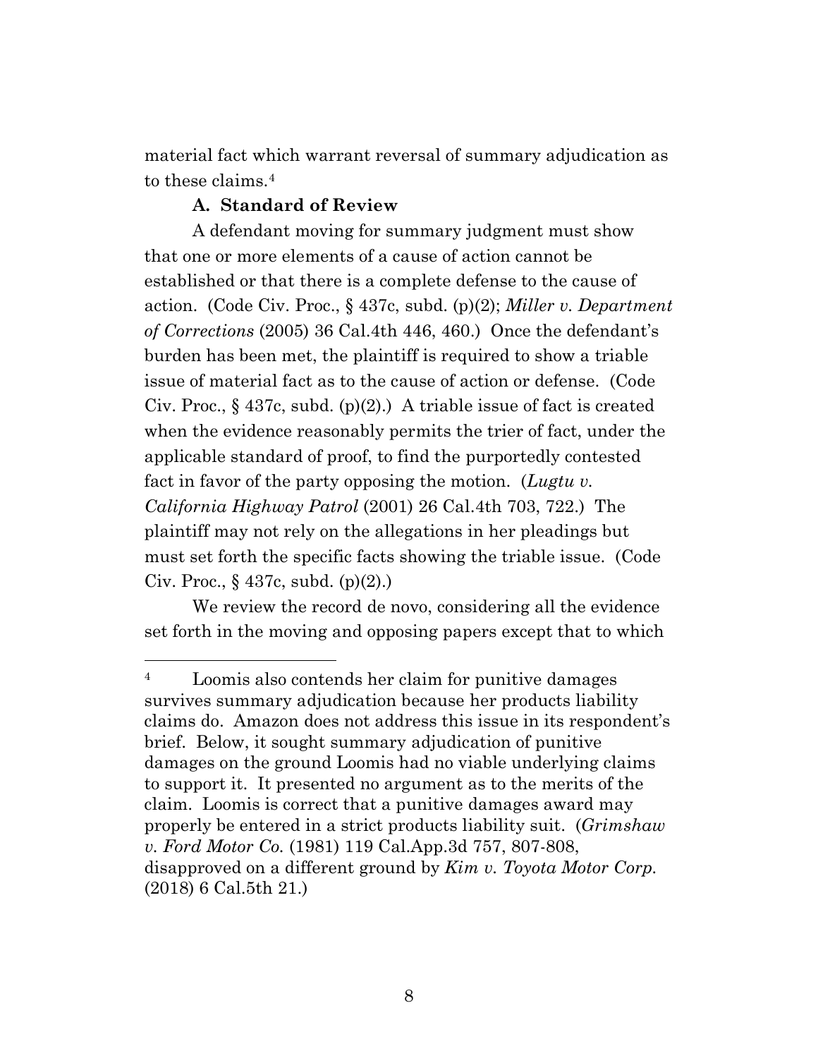material fact which warrant reversal of summary adjudication as to these claims.[4]

### A. Standard of Review

A defendant moving for summary judgment must show that one or more elements of a cause of action cannot be established or that there is a complete defense to the cause of action. (Code Civ. Proc., § 437c, subd. (p)(2); *Miller v. Department of Corrections* (2005) 36 Cal.4th 446, 460.) Once the defendant's burden has been met, the plaintiff is required to show a triable issue of material fact as to the cause of action or defense. (Code Civ. Proc., § 437c, subd. (p)(2).) A triable issue of fact is created when the evidence reasonably permits the trier of fact, under the applicable standard of proof, to find the purportedly contested fact in favor of the party opposing the motion. (*Lugtu v. California Highway Patrol* (2001) 26 Cal.4th 703, 722.) The plaintiff may not rely on the allegations in her pleadings but must set forth the specific facts showing the triable issue. (Code Civ. Proc., § 437c, subd. (p)(2).)

We review the record de novo, considering all the evidence set forth in the moving and opposing papers except that to which

---

[4] Loomis also contends her claim for punitive damages survives summary adjudication because her products liability claims do. Amazon does not address this issue in its respondent's brief. Below, it sought summary adjudication of punitive damages on the ground Loomis had no viable underlying claims to support it. It presented no argument as to the merits of the claim. Loomis is correct that a punitive damages award may properly be entered in a strict products liability suit. (*Grimshaw v. Ford Motor Co.* (1981) 119 Cal.App.3d 757, 807-808, disapproved on a different ground by *Kim v. Toyota Motor Corp.* (2018) 6 Cal.5th 21.)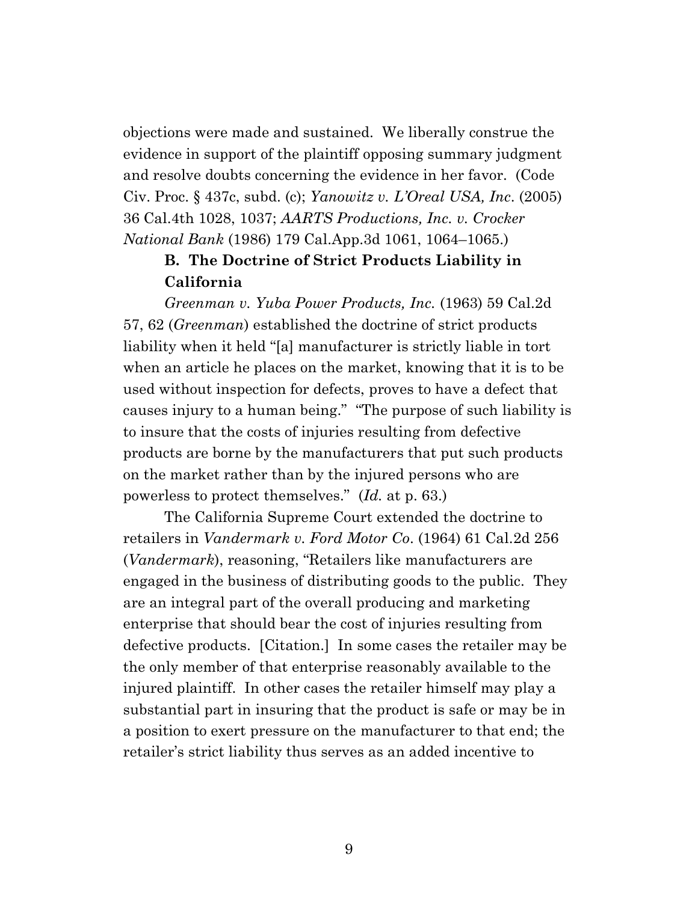objections were made and sustained. We liberally construe the evidence in support of the plaintiff opposing summary judgment and resolve doubts concerning the evidence in her favor. (Code Civ. Proc. § 437c, subd. (c); *Yanowitz v. L'Oreal USA, Inc.* (2005) 36 Cal.4th 1028, 1037; *AARTS Productions, Inc. v. Crocker National Bank* (1986) 179 Cal.App.3d 1061, 1064–1065.)

### B. The Doctrine of Strict Products Liability in California

*Greenman v. Yuba Power Products, Inc.* (1963) 59 Cal.2d 57, 62 (*Greenman*) established the doctrine of strict products liability when it held "[a] manufacturer is strictly liable in tort when an article he places on the market, knowing that it is to be used without inspection for defects, proves to have a defect that causes injury to a human being." "The purpose of such liability is to insure that the costs of injuries resulting from defective products are borne by the manufacturers that put such products on the market rather than by the injured persons who are powerless to protect themselves." (*Id.* at p. 63.)

The California Supreme Court extended the doctrine to retailers in *Vandermark v. Ford Motor Co*. (1964) 61 Cal.2d 256 (*Vandermark*), reasoning, "Retailers like manufacturers are engaged in the business of distributing goods to the public. They are an integral part of the overall producing and marketing enterprise that should bear the cost of injuries resulting from defective products. [Citation.] In some cases the retailer may be the only member of that enterprise reasonably available to the injured plaintiff. In other cases the retailer himself may play a substantial part in insuring that the product is safe or may be in a position to exert pressure on the manufacturer to that end; the retailer's strict liability thus serves as an added incentive to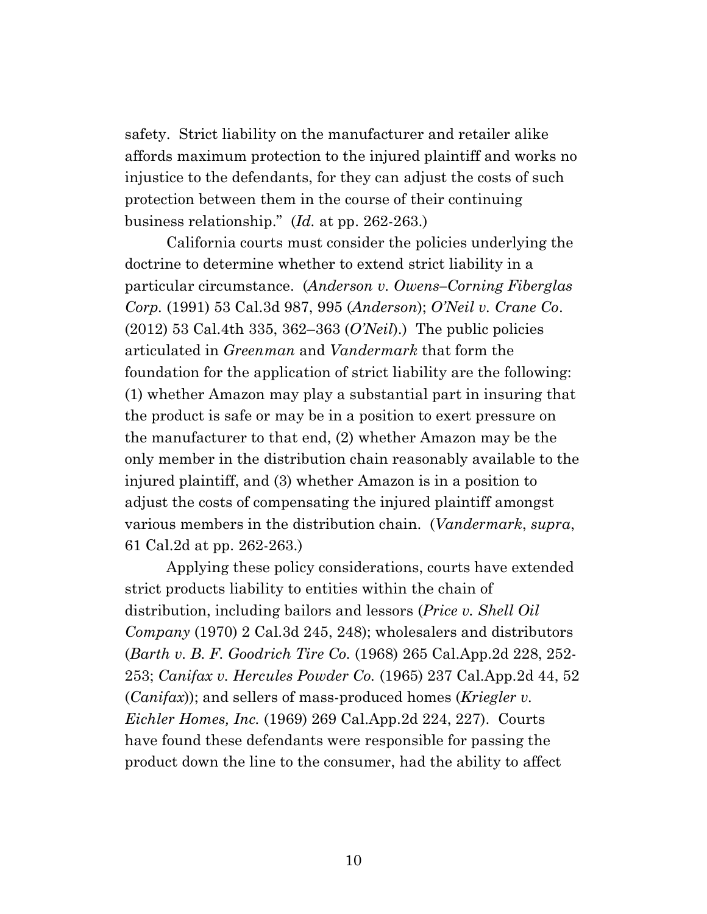safety. Strict liability on the manufacturer and retailer alike affords maximum protection to the injured plaintiff and works no injustice to the defendants, for they can adjust the costs of such protection between them in the course of their continuing business relationship." (*Id.* at pp. 262-263.)

California courts must consider the policies underlying the doctrine to determine whether to extend strict liability in a particular circumstance. (*Anderson v. Owens–Corning Fiberglas Corp.* (1991) 53 Cal.3d 987, 995 (*Anderson*); *O'Neil v. Crane Co*. (2012) 53 Cal.4th 335, 362–363 (*O'Neil*).) The public policies articulated in *Greenman* and *Vandermark* that form the foundation for the application of strict liability are the following: (1) whether Amazon may play a substantial part in insuring that the product is safe or may be in a position to exert pressure on the manufacturer to that end, (2) whether Amazon may be the only member in the distribution chain reasonably available to the injured plaintiff, and (3) whether Amazon is in a position to adjust the costs of compensating the injured plaintiff amongst various members in the distribution chain. (*Vandermark*, *supra*, 61 Cal.2d at pp. 262-263.)

Applying these policy considerations, courts have extended strict products liability to entities within the chain of distribution, including bailors and lessors (*Price v. Shell Oil Company* (1970) 2 Cal.3d 245, 248); wholesalers and distributors (*Barth v. B. F. Goodrich Tire Co.* (1968) 265 Cal.App.2d 228, 252-253; *Canifax v. Hercules Powder Co.* (1965) 237 Cal.App.2d 44, 52 (*Canifax*)); and sellers of mass-produced homes (*Kriegler v. Eichler Homes, Inc.* (1969) 269 Cal.App.2d 224, 227). Courts have found these defendants were responsible for passing the product down the line to the consumer, had the ability to affect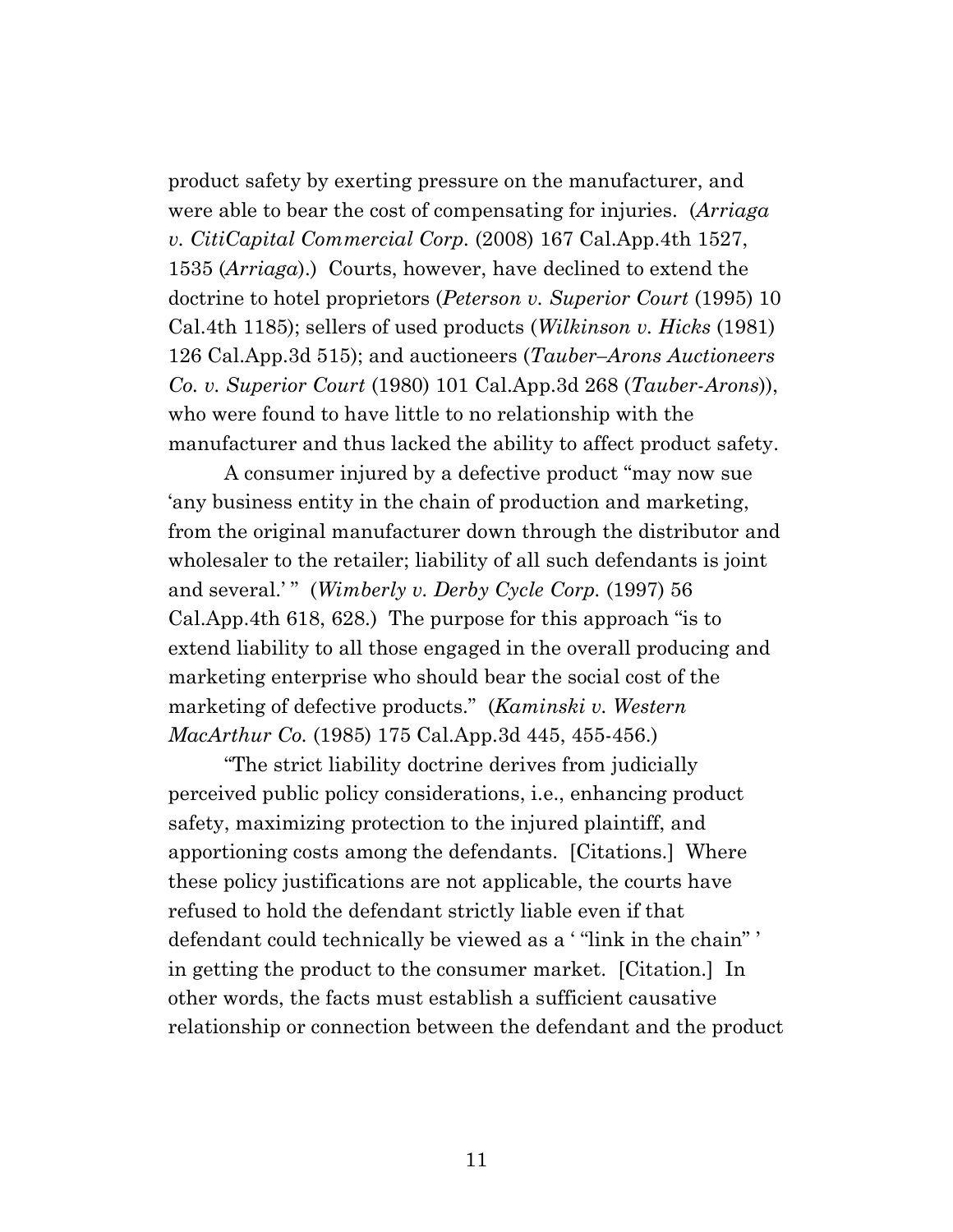product safety by exerting pressure on the manufacturer, and were able to bear the cost of compensating for injuries. (*Arriaga v. CitiCapital Commercial Corp.* (2008) 167 Cal.App.4th 1527, 1535 (*Arriaga*).) Courts, however, have declined to extend the doctrine to hotel proprietors (*Peterson v. Superior Court* (1995) 10 Cal.4th 1185); sellers of used products (*Wilkinson v. Hicks* (1981) 126 Cal.App.3d 515); and auctioneers (*Tauber–Arons Auctioneers Co. v. Superior Court* (1980) 101 Cal.App.3d 268 (*Tauber-Arons*)), who were found to have little to no relationship with the manufacturer and thus lacked the ability to affect product safety.

A consumer injured by a defective product "may now sue 'any business entity in the chain of production and marketing, from the original manufacturer down through the distributor and wholesaler to the retailer; liability of all such defendants is joint and several.' " (*Wimberly v. Derby Cycle Corp.* (1997) 56 Cal.App.4th 618, 628.) The purpose for this approach "is to extend liability to all those engaged in the overall producing and marketing enterprise who should bear the social cost of the marketing of defective products." (*Kaminski v. Western MacArthur Co.* (1985) 175 Cal.App.3d 445, 455-456.)

"The strict liability doctrine derives from judicially perceived public policy considerations, i.e., enhancing product safety, maximizing protection to the injured plaintiff, and apportioning costs among the defendants. [Citations.] Where these policy justifications are not applicable, the courts have refused to hold the defendant strictly liable even if that defendant could technically be viewed as a ' "link in the chain" ' in getting the product to the consumer market. [Citation.] In other words, the facts must establish a sufficient causative relationship or connection between the defendant and the product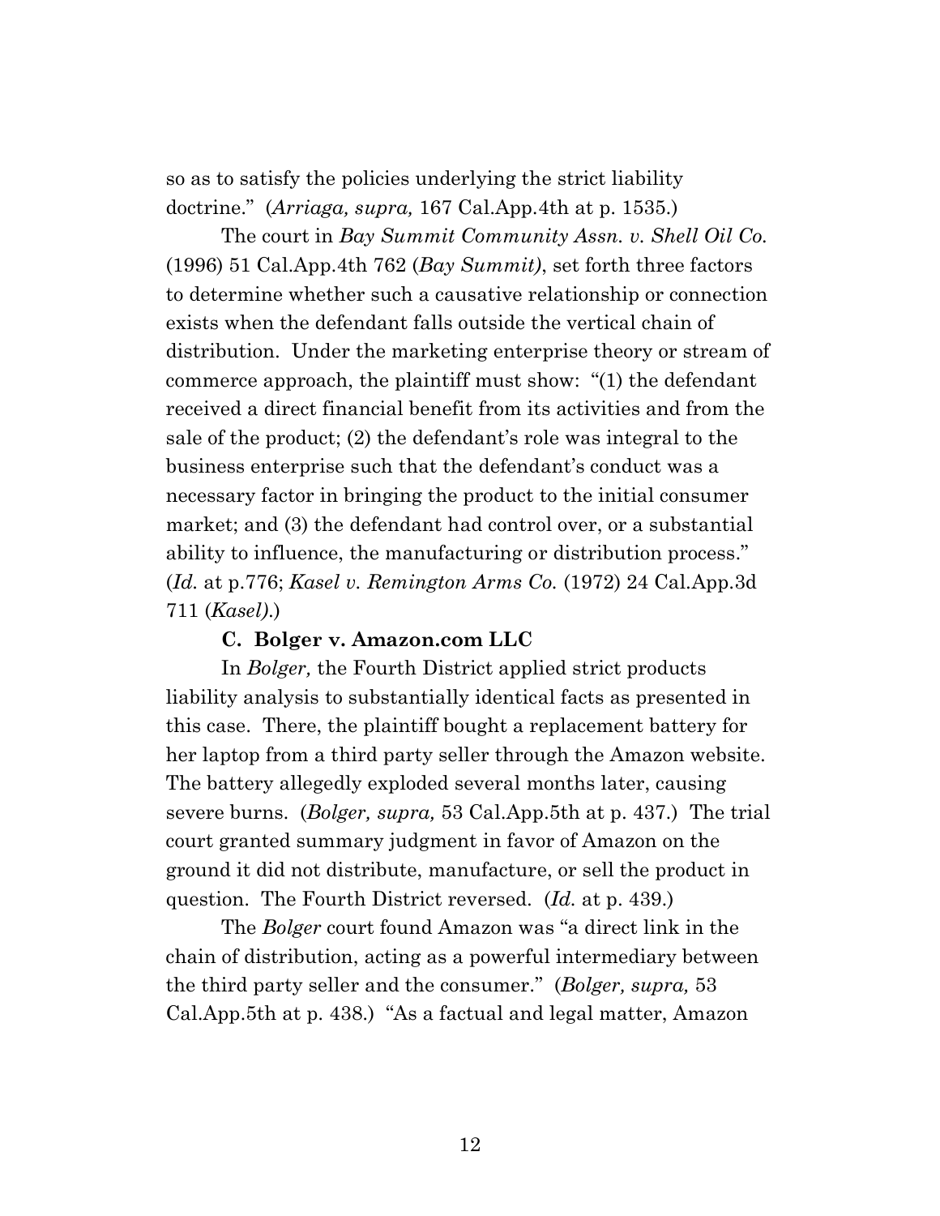so as to satisfy the policies underlying the strict liability doctrine." (*Arriaga, supra,* 167 Cal.App.4th at p. 1535.)

The court in *Bay Summit Community Assn. v. Shell Oil Co.* (1996) 51 Cal.App.4th 762 (*Bay Summit)*, set forth three factors to determine whether such a causative relationship or connection exists when the defendant falls outside the vertical chain of distribution. Under the marketing enterprise theory or stream of commerce approach, the plaintiff must show: "(1) the defendant received a direct financial benefit from its activities and from the sale of the product; (2) the defendant's role was integral to the business enterprise such that the defendant's conduct was a necessary factor in bringing the product to the initial consumer market; and (3) the defendant had control over, or a substantial ability to influence, the manufacturing or distribution process." (*Id.* at p.776; *Kasel v. Remington Arms Co.* (1972) 24 Cal.App.3d 711 (*Kasel)*.)

**C. Bolger v. Amazon.com LLC**

In *Bolger,* the Fourth District applied strict products liability analysis to substantially identical facts as presented in this case. There, the plaintiff bought a replacement battery for her laptop from a third party seller through the Amazon website. The battery allegedly exploded several months later, causing severe burns. (*Bolger, supra,* 53 Cal.App.5th at p. 437.) The trial court granted summary judgment in favor of Amazon on the ground it did not distribute, manufacture, or sell the product in question. The Fourth District reversed. (*Id.* at p. 439.)

The *Bolger* court found Amazon was "a direct link in the chain of distribution, acting as a powerful intermediary between the third party seller and the consumer." (*Bolger, supra,* 53 Cal.App.5th at p. 438.) "As a factual and legal matter, Amazon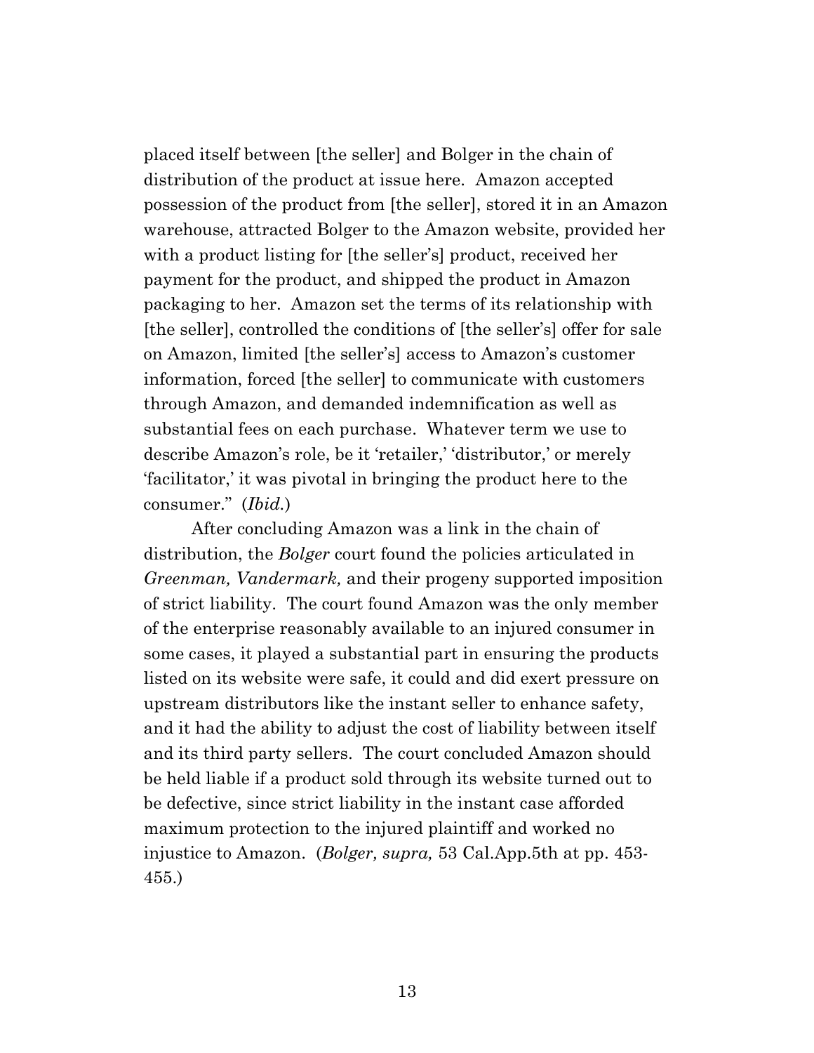placed itself between [the seller] and Bolger in the chain of distribution of the product at issue here. Amazon accepted possession of the product from [the seller], stored it in an Amazon warehouse, attracted Bolger to the Amazon website, provided her with a product listing for [the seller's] product, received her payment for the product, and shipped the product in Amazon packaging to her. Amazon set the terms of its relationship with [the seller], controlled the conditions of [the seller's] offer for sale on Amazon, limited [the seller's] access to Amazon's customer information, forced [the seller] to communicate with customers through Amazon, and demanded indemnification as well as substantial fees on each purchase. Whatever term we use to describe Amazon's role, be it 'retailer,' 'distributor,' or merely 'facilitator,' it was pivotal in bringing the product here to the consumer." (*Ibid.*)

After concluding Amazon was a link in the chain of distribution, the *Bolger* court found the policies articulated in *Greenman, Vandermark,* and their progeny supported imposition of strict liability. The court found Amazon was the only member of the enterprise reasonably available to an injured consumer in some cases, it played a substantial part in ensuring the products listed on its website were safe, it could and did exert pressure on upstream distributors like the instant seller to enhance safety, and it had the ability to adjust the cost of liability between itself and its third party sellers. The court concluded Amazon should be held liable if a product sold through its website turned out to be defective, since strict liability in the instant case afforded maximum protection to the injured plaintiff and worked no injustice to Amazon. (*Bolger, supra,* 53 Cal.App.5th at pp. 453-455.)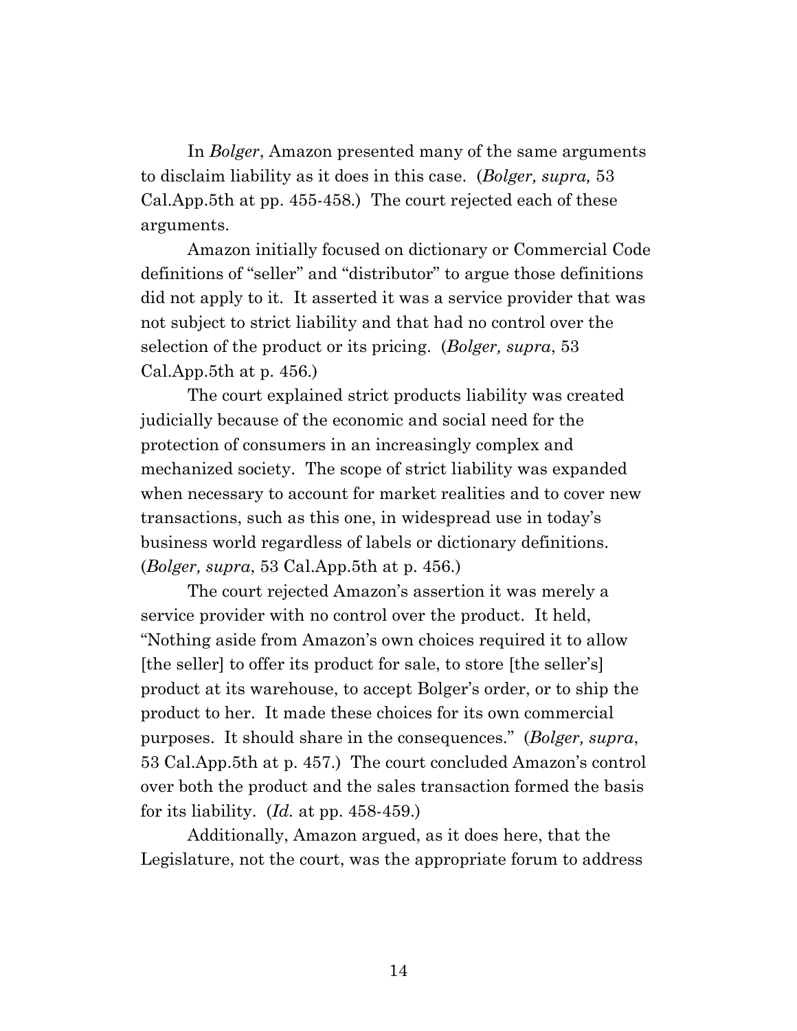In *Bolger*, Amazon presented many of the same arguments to disclaim liability as it does in this case. (*Bolger, supra,* 53 Cal.App.5th at pp. 455-458.) The court rejected each of these arguments.

Amazon initially focused on dictionary or Commercial Code definitions of "seller" and "distributor" to argue those definitions did not apply to it. It asserted it was a service provider that was not subject to strict liability and that had no control over the selection of the product or its pricing. (*Bolger, supra*, 53 Cal.App.5th at p. 456.)

The court explained strict products liability was created judicially because of the economic and social need for the protection of consumers in an increasingly complex and mechanized society. The scope of strict liability was expanded when necessary to account for market realities and to cover new transactions, such as this one, in widespread use in today's business world regardless of labels or dictionary definitions. (*Bolger, supra*, 53 Cal.App.5th at p. 456.)

The court rejected Amazon's assertion it was merely a service provider with no control over the product. It held, "Nothing aside from Amazon's own choices required it to allow [the seller] to offer its product for sale, to store [the seller's] product at its warehouse, to accept Bolger's order, or to ship the product to her. It made these choices for its own commercial purposes. It should share in the consequences." (*Bolger, supra*, 53 Cal.App.5th at p. 457.) The court concluded Amazon's control over both the product and the sales transaction formed the basis for its liability. (*Id.* at pp. 458-459.)

Additionally, Amazon argued, as it does here, that the Legislature, not the court, was the appropriate forum to address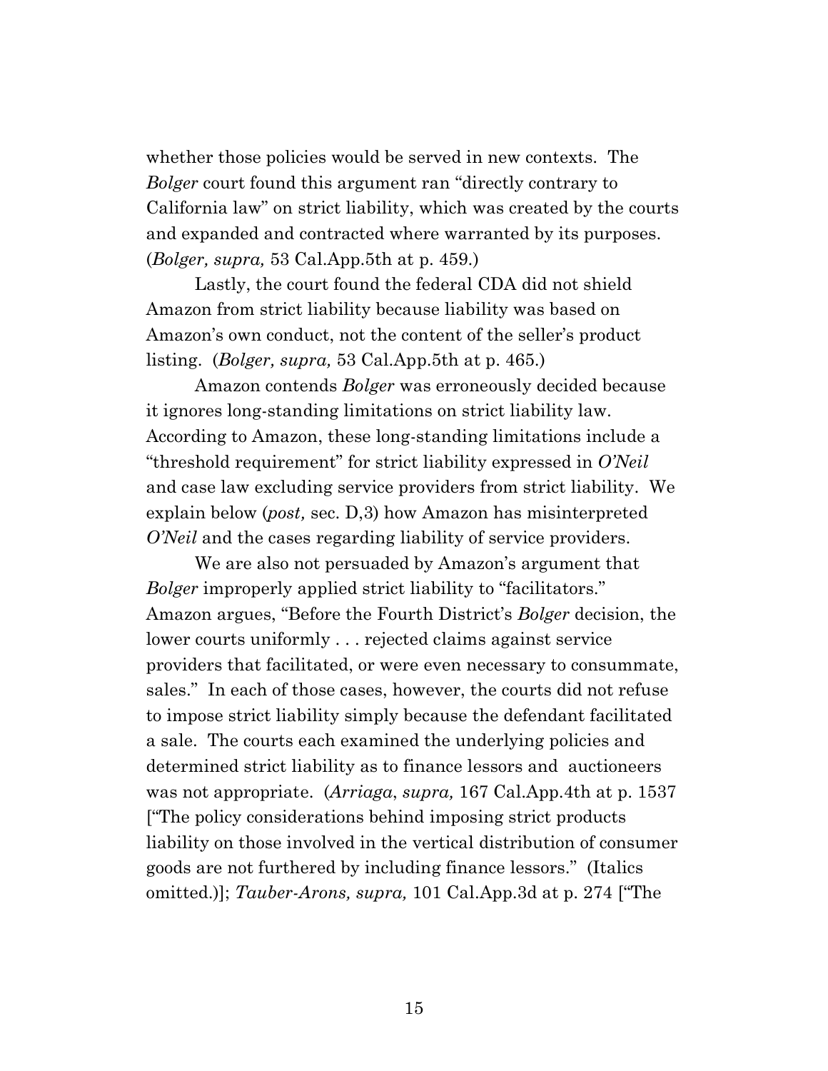whether those policies would be served in new contexts. The *Bolger* court found this argument ran "directly contrary to California law" on strict liability, which was created by the courts and expanded and contracted where warranted by its purposes. (*Bolger, supra,* 53 Cal.App.5th at p. 459.)

Lastly, the court found the federal CDA did not shield Amazon from strict liability because liability was based on Amazon's own conduct, not the content of the seller's product listing. (*Bolger, supra,* 53 Cal.App.5th at p. 465.)

Amazon contends *Bolger* was erroneously decided because it ignores long-standing limitations on strict liability law. According to Amazon, these long-standing limitations include a "threshold requirement" for strict liability expressed in *O'Neil* and case law excluding service providers from strict liability. We explain below (*post,* sec. D,3) how Amazon has misinterpreted *O'Neil* and the cases regarding liability of service providers.

We are also not persuaded by Amazon's argument that *Bolger* improperly applied strict liability to "facilitators." Amazon argues, "Before the Fourth District's *Bolger* decision, the lower courts uniformly . . . rejected claims against service providers that facilitated, or were even necessary to consummate, sales." In each of those cases, however, the courts did not refuse to impose strict liability simply because the defendant facilitated a sale. The courts each examined the underlying policies and determined strict liability as to finance lessors and auctioneers was not appropriate. (*Arriaga*, *supra,* 167 Cal.App.4th at p. 1537 ["The policy considerations behind imposing strict products liability on those involved in the vertical distribution of consumer goods are not furthered by including finance lessors." (Italics omitted.)]; *Tauber-Arons, supra,* 101 Cal.App.3d at p. 274 ["The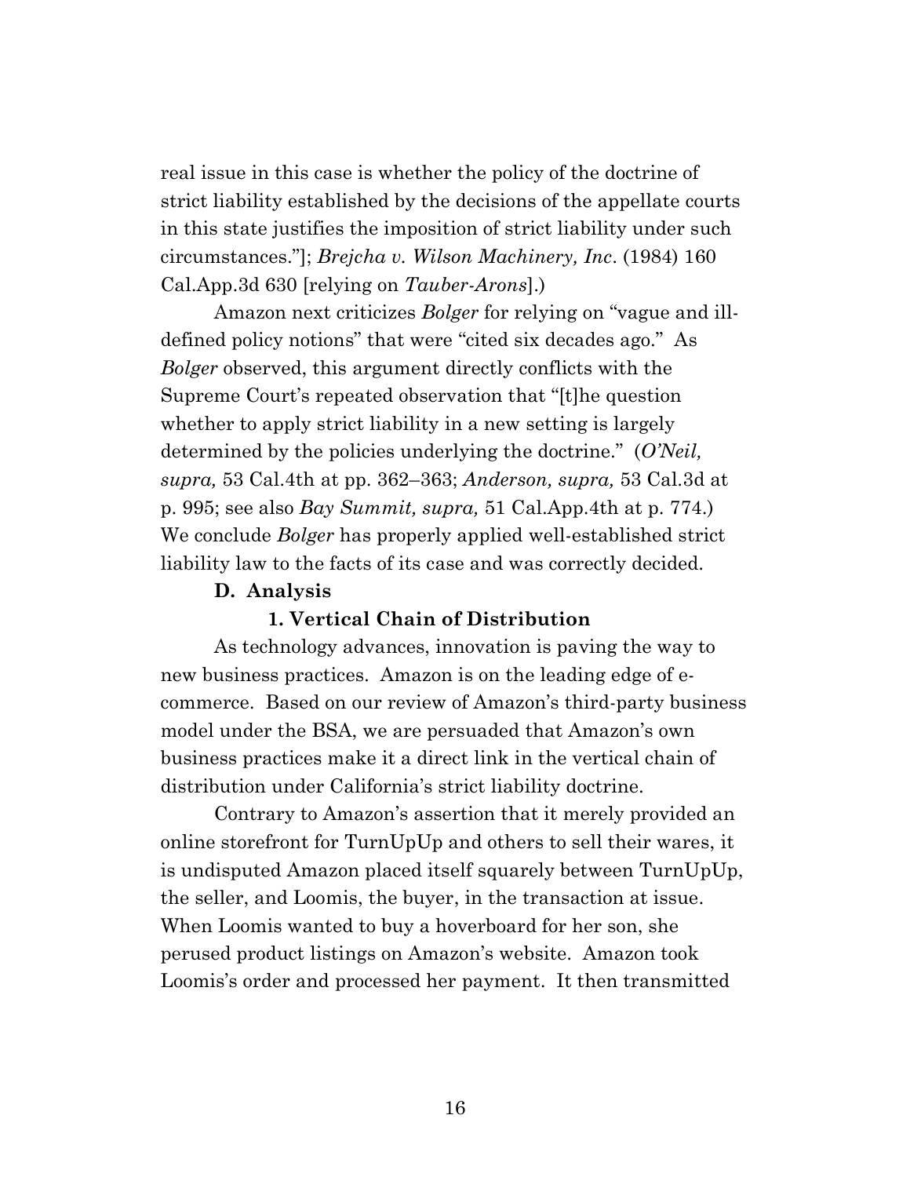real issue in this case is whether the policy of the doctrine of strict liability established by the decisions of the appellate courts in this state justifies the imposition of strict liability under such circumstances."]; *Brejcha v. Wilson Machinery, Inc*. (1984) 160 Cal.App.3d 630 [relying on *Tauber-Arons*].)

Amazon next criticizes *Bolger* for relying on "vague and ill-defined policy notions" that were "cited six decades ago." As *Bolger* observed, this argument directly conflicts with the Supreme Court's repeated observation that "[t]he question whether to apply strict liability in a new setting is largely determined by the policies underlying the doctrine." (*O'Neil, supra,* 53 Cal.4th at pp. 362–363; *Anderson, supra,* 53 Cal.3d at p. 995; see also *Bay Summit, supra,* 51 Cal.App.4th at p. 774.) We conclude *Bolger* has properly applied well-established strict liability law to the facts of its case and was correctly decided.

**D. Analysis**

**1. Vertical Chain of Distribution**

As technology advances, innovation is paving the way to new business practices. Amazon is on the leading edge of e-commerce. Based on our review of Amazon's third-party business model under the BSA, we are persuaded that Amazon's own business practices make it a direct link in the vertical chain of distribution under California's strict liability doctrine.

Contrary to Amazon's assertion that it merely provided an online storefront for TurnUpUp and others to sell their wares, it is undisputed Amazon placed itself squarely between TurnUpUp, the seller, and Loomis, the buyer, in the transaction at issue. When Loomis wanted to buy a hoverboard for her son, she perused product listings on Amazon's website. Amazon took Loomis's order and processed her payment. It then transmitted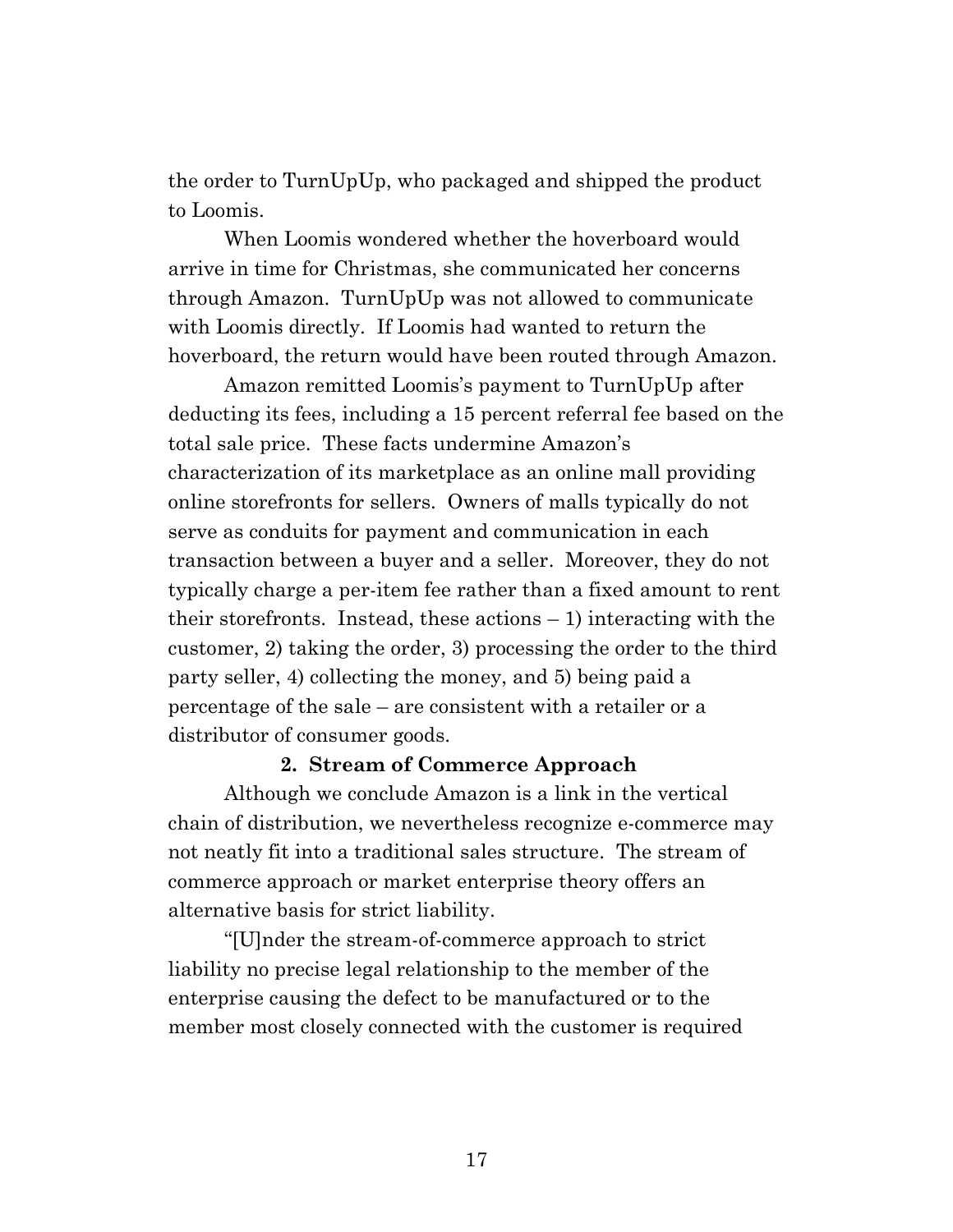the order to TurnUpUp, who packaged and shipped the product to Loomis.

When Loomis wondered whether the hoverboard would arrive in time for Christmas, she communicated her concerns through Amazon. TurnUpUp was not allowed to communicate with Loomis directly. If Loomis had wanted to return the hoverboard, the return would have been routed through Amazon.

Amazon remitted Loomis's payment to TurnUpUp after deducting its fees, including a 15 percent referral fee based on the total sale price. These facts undermine Amazon's characterization of its marketplace as an online mall providing online storefronts for sellers. Owners of malls typically do not serve as conduits for payment and communication in each transaction between a buyer and a seller. Moreover, they do not typically charge a per-item fee rather than a fixed amount to rent their storefronts. Instead, these actions – 1) interacting with the customer, 2) taking the order, 3) processing the order to the third party seller, 4) collecting the money, and 5) being paid a percentage of the sale – are consistent with a retailer or a distributor of consumer goods.

**2. Stream of Commerce Approach**

Although we conclude Amazon is a link in the vertical chain of distribution, we nevertheless recognize e-commerce may not neatly fit into a traditional sales structure. The stream of commerce approach or market enterprise theory offers an alternative basis for strict liability.

"[U]nder the stream-of-commerce approach to strict liability no precise legal relationship to the member of the enterprise causing the defect to be manufactured or to the member most closely connected with the customer is required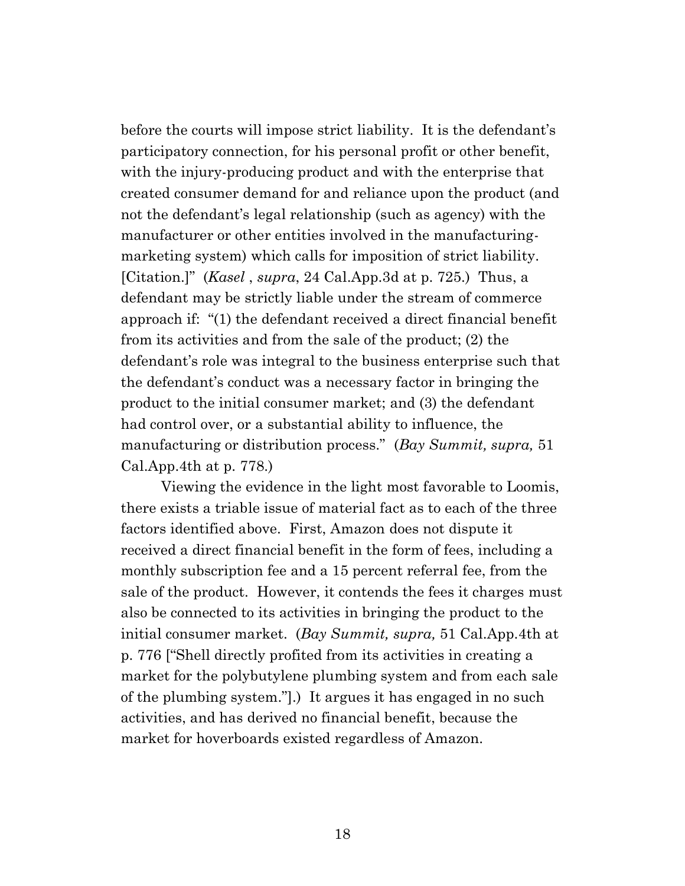before the courts will impose strict liability. It is the defendant's participatory connection, for his personal profit or other benefit, with the injury-producing product and with the enterprise that created consumer demand for and reliance upon the product (and not the defendant's legal relationship (such as agency) with the manufacturer or other entities involved in the manufacturing-marketing system) which calls for imposition of strict liability. [Citation.]" (*Kasel* , *supra*, 24 Cal.App.3d at p. 725.) Thus, a defendant may be strictly liable under the stream of commerce approach if: "(1) the defendant received a direct financial benefit from its activities and from the sale of the product; (2) the defendant's role was integral to the business enterprise such that the defendant's conduct was a necessary factor in bringing the product to the initial consumer market; and (3) the defendant had control over, or a substantial ability to influence, the manufacturing or distribution process." (*Bay Summit, supra,* 51 Cal.App.4th at p. 778.)

Viewing the evidence in the light most favorable to Loomis, there exists a triable issue of material fact as to each of the three factors identified above. First, Amazon does not dispute it received a direct financial benefit in the form of fees, including a monthly subscription fee and a 15 percent referral fee, from the sale of the product. However, it contends the fees it charges must also be connected to its activities in bringing the product to the initial consumer market. (*Bay Summit, supra,* 51 Cal.App.4th at p. 776 ["Shell directly profited from its activities in creating a market for the polybutylene plumbing system and from each sale of the plumbing system."].) It argues it has engaged in no such activities, and has derived no financial benefit, because the market for hoverboards existed regardless of Amazon.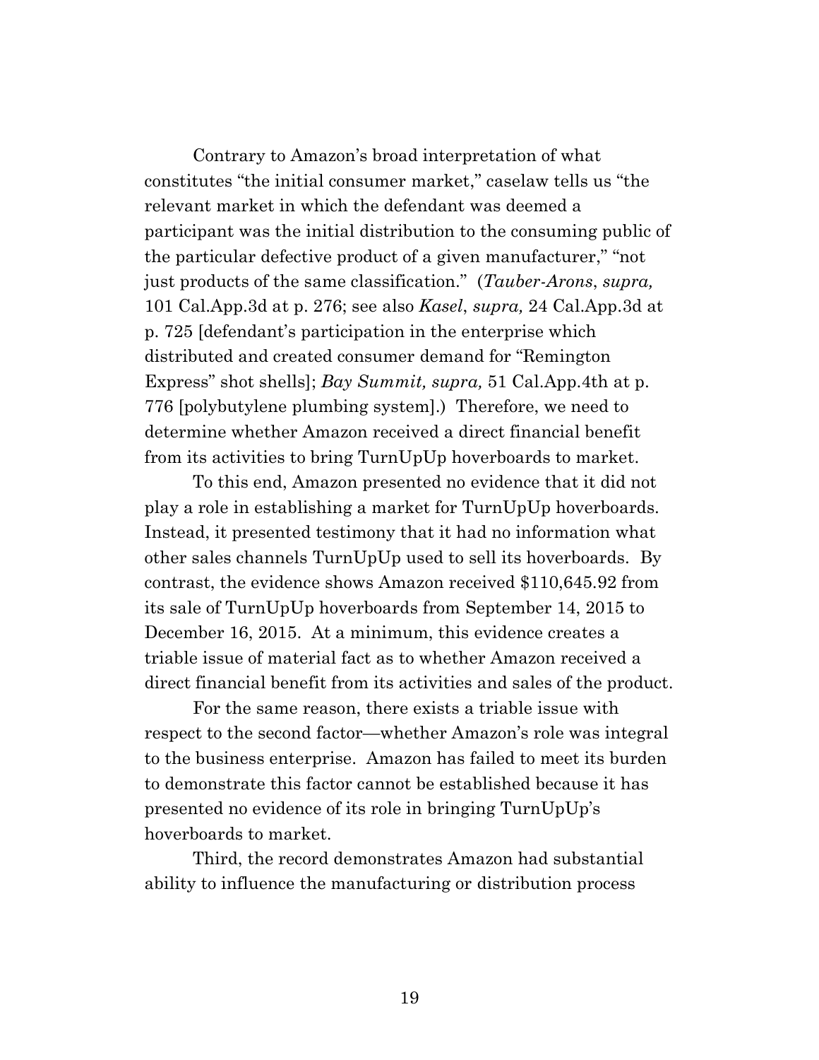Contrary to Amazon's broad interpretation of what constitutes "the initial consumer market," caselaw tells us "the relevant market in which the defendant was deemed a participant was the initial distribution to the consuming public of the particular defective product of a given manufacturer," "not just products of the same classification." (*Tauber-Arons*, *supra,* 101 Cal.App.3d at p. 276; see also *Kasel*, *supra,* 24 Cal.App.3d at p. 725 [defendant's participation in the enterprise which distributed and created consumer demand for "Remington Express" shot shells]; *Bay Summit, supra,* 51 Cal.App.4th at p. 776 [polybutylene plumbing system].) Therefore, we need to determine whether Amazon received a direct financial benefit from its activities to bring TurnUpUp hoverboards to market.

To this end, Amazon presented no evidence that it did not play a role in establishing a market for TurnUpUp hoverboards. Instead, it presented testimony that it had no information what other sales channels TurnUpUp used to sell its hoverboards. By contrast, the evidence shows Amazon received $110,645.92 from its sale of TurnUpUp hoverboards from September 14, 2015 to December 16, 2015. At a minimum, this evidence creates a triable issue of material fact as to whether Amazon received a direct financial benefit from its activities and sales of the product.

For the same reason, there exists a triable issue with respect to the second factor—whether Amazon's role was integral to the business enterprise. Amazon has failed to meet its burden to demonstrate this factor cannot be established because it has presented no evidence of its role in bringing TurnUpUp's hoverboards to market.

Third, the record demonstrates Amazon had substantial ability to influence the manufacturing or distribution process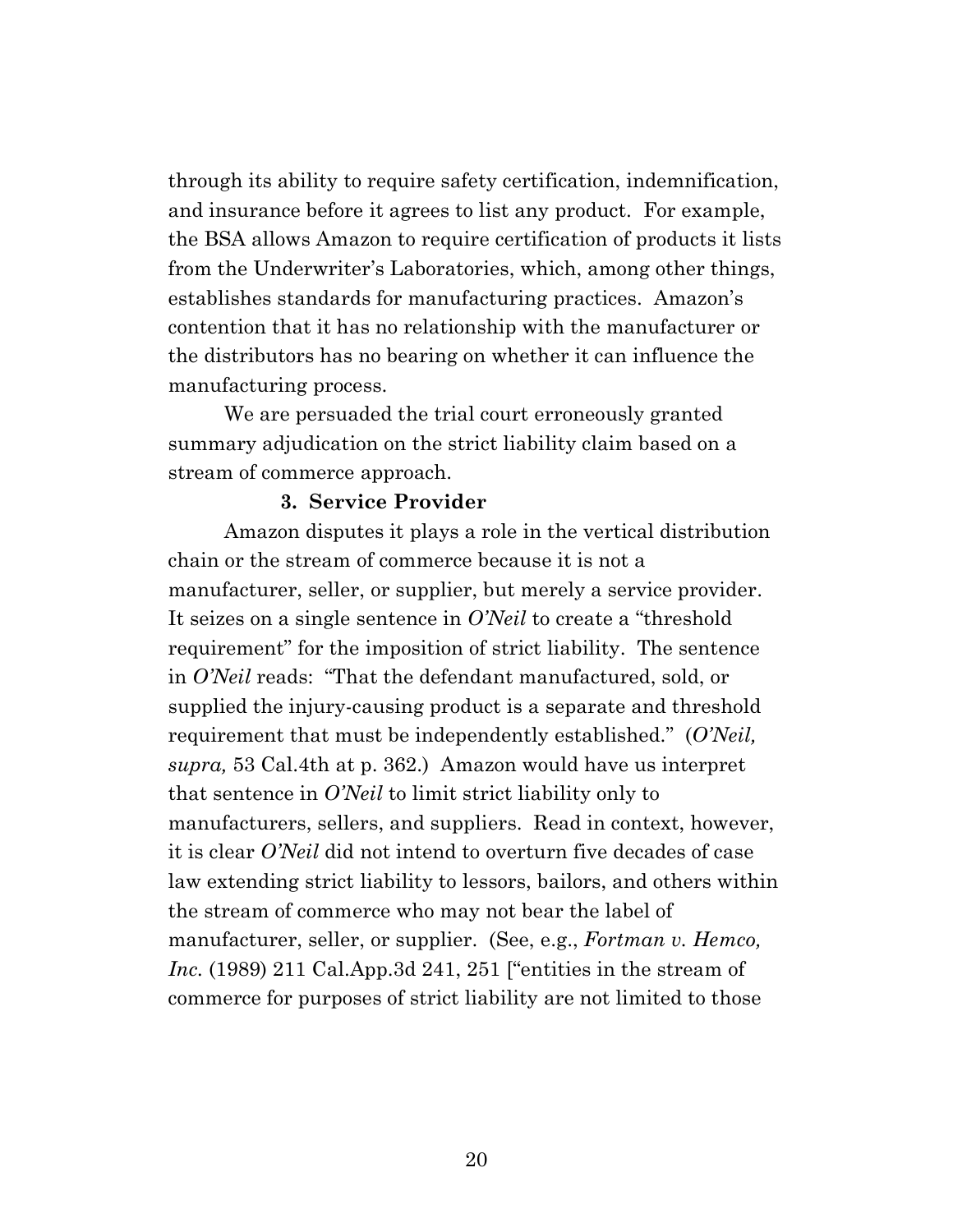through its ability to require safety certification, indemnification, and insurance before it agrees to list any product. For example, the BSA allows Amazon to require certification of products it lists from the Underwriter's Laboratories, which, among other things, establishes standards for manufacturing practices. Amazon's contention that it has no relationship with the manufacturer or the distributors has no bearing on whether it can influence the manufacturing process.

We are persuaded the trial court erroneously granted summary adjudication on the strict liability claim based on a stream of commerce approach.

**3. Service Provider**

Amazon disputes it plays a role in the vertical distribution chain or the stream of commerce because it is not a manufacturer, seller, or supplier, but merely a service provider. It seizes on a single sentence in *O'Neil* to create a "threshold requirement" for the imposition of strict liability. The sentence in *O'Neil* reads: "That the defendant manufactured, sold, or supplied the injury-causing product is a separate and threshold requirement that must be independently established." (*O'Neil, supra,* 53 Cal.4th at p. 362.) Amazon would have us interpret that sentence in *O'Neil* to limit strict liability only to manufacturers, sellers, and suppliers. Read in context, however, it is clear *O'Neil* did not intend to overturn five decades of case law extending strict liability to lessors, bailors, and others within the stream of commerce who may not bear the label of manufacturer, seller, or supplier. (See, e.g., *Fortman v. Hemco, Inc.* (1989) 211 Cal.App.3d 241, 251 ["entities in the stream of commerce for purposes of strict liability are not limited to those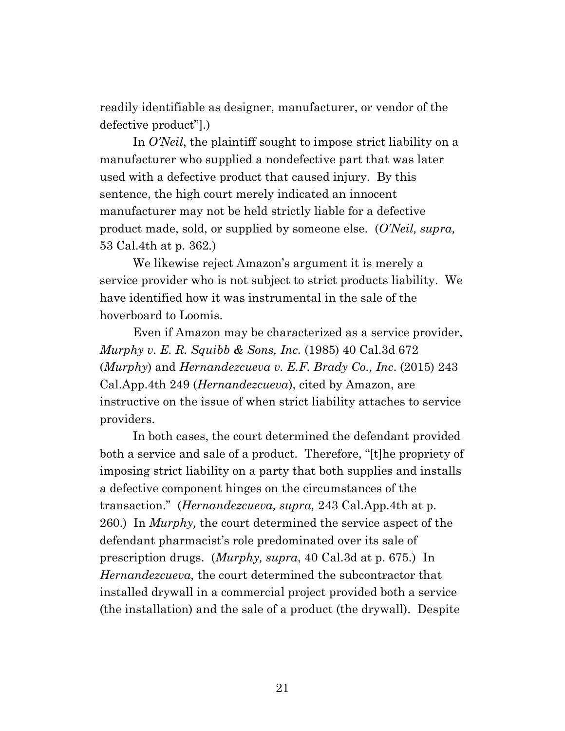readily identifiable as designer, manufacturer, or vendor of the defective product"].)

In *O'Neil*, the plaintiff sought to impose strict liability on a manufacturer who supplied a nondefective part that was later used with a defective product that caused injury. By this sentence, the high court merely indicated an innocent manufacturer may not be held strictly liable for a defective product made, sold, or supplied by someone else. (*O'Neil, supra,* 53 Cal.4th at p. 362.)

We likewise reject Amazon's argument it is merely a service provider who is not subject to strict products liability. We have identified how it was instrumental in the sale of the hoverboard to Loomis.

Even if Amazon may be characterized as a service provider, *Murphy v. E. R. Squibb & Sons, Inc.* (1985) 40 Cal.3d 672 (*Murphy*) and *Hernandezcueva v. E.F. Brady Co., Inc*. (2015) 243 Cal.App.4th 249 (*Hernandezcueva*), cited by Amazon, are instructive on the issue of when strict liability attaches to service providers.

In both cases, the court determined the defendant provided both a service and sale of a product. Therefore, "[t]he propriety of imposing strict liability on a party that both supplies and installs a defective component hinges on the circumstances of the transaction." (*Hernandezcueva, supra,* 243 Cal.App.4th at p. 260.) In *Murphy,* the court determined the service aspect of the defendant pharmacist's role predominated over its sale of prescription drugs. (*Murphy, supra*, 40 Cal.3d at p. 675.) In *Hernandezcueva,* the court determined the subcontractor that installed drywall in a commercial project provided both a service (the installation) and the sale of a product (the drywall). Despite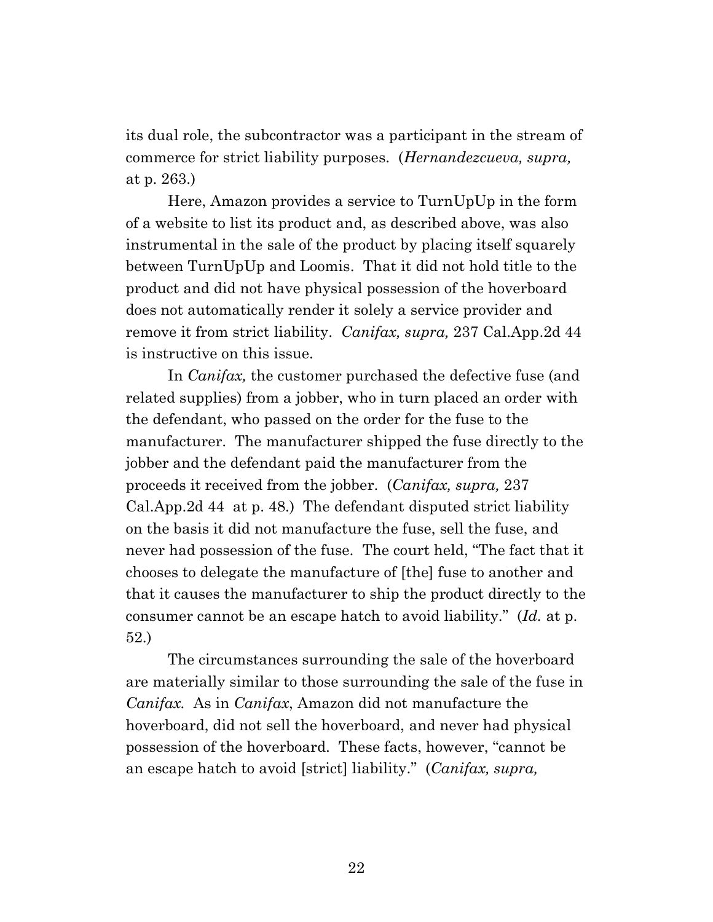its dual role, the subcontractor was a participant in the stream of commerce for strict liability purposes. (*Hernandezcueva, supra,* at p. 263.)

Here, Amazon provides a service to TurnUpUp in the form of a website to list its product and, as described above, was also instrumental in the sale of the product by placing itself squarely between TurnUpUp and Loomis. That it did not hold title to the product and did not have physical possession of the hoverboard does not automatically render it solely a service provider and remove it from strict liability. *Canifax, supra,* 237 Cal.App.2d 44 is instructive on this issue.

In *Canifax,* the customer purchased the defective fuse (and related supplies) from a jobber, who in turn placed an order with the defendant, who passed on the order for the fuse to the manufacturer. The manufacturer shipped the fuse directly to the jobber and the defendant paid the manufacturer from the proceeds it received from the jobber. (*Canifax, supra,* 237 Cal.App.2d 44 at p. 48.) The defendant disputed strict liability on the basis it did not manufacture the fuse, sell the fuse, and never had possession of the fuse. The court held, "The fact that it chooses to delegate the manufacture of [the] fuse to another and that it causes the manufacturer to ship the product directly to the consumer cannot be an escape hatch to avoid liability." (*Id.* at p. 52.)

The circumstances surrounding the sale of the hoverboard are materially similar to those surrounding the sale of the fuse in *Canifax.* As in *Canifax*, Amazon did not manufacture the hoverboard, did not sell the hoverboard, and never had physical possession of the hoverboard. These facts, however, "cannot be an escape hatch to avoid [strict] liability." (*Canifax, supra,*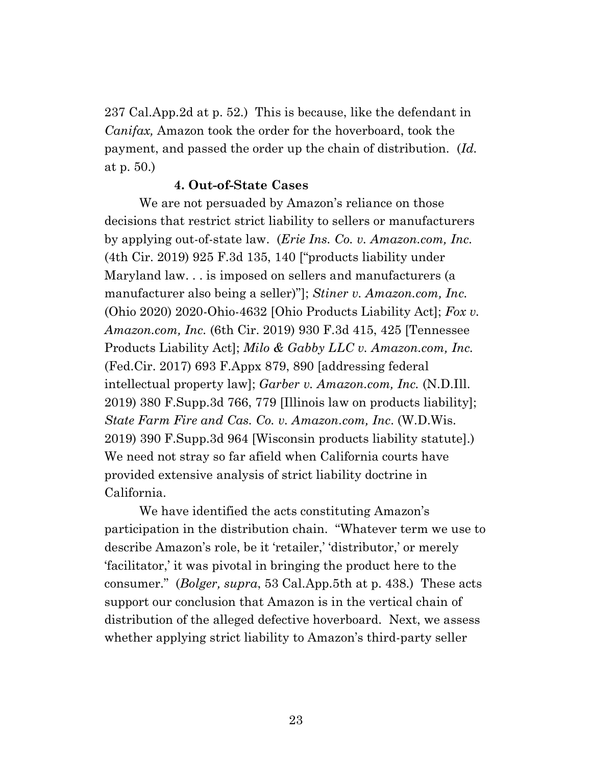237 Cal.App.2d at p. 52.) This is because, like the defendant in *Canifax,* Amazon took the order for the hoverboard, took the payment, and passed the order up the chain of distribution. (*Id.* at p. 50.)

**4. Out-of-State Cases**

We are not persuaded by Amazon's reliance on those decisions that restrict strict liability to sellers or manufacturers by applying out-of-state law. (*Erie Ins. Co. v. Amazon.com, Inc.* (4th Cir. 2019) 925 F.3d 135, 140 ["products liability under Maryland law. . . is imposed on sellers and manufacturers (a manufacturer also being a seller)"]; *Stiner v. Amazon.com, Inc.* (Ohio 2020) 2020-Ohio-4632 [Ohio Products Liability Act]; *Fox v. Amazon.com, Inc.* (6th Cir. 2019) 930 F.3d 415, 425 [Tennessee Products Liability Act]; *Milo & Gabby LLC v. Amazon.com, Inc.* (Fed.Cir. 2017) 693 F.Appx 879, 890 [addressing federal intellectual property law]; *Garber v. Amazon.com, Inc.* (N.D.Ill. 2019) 380 F.Supp.3d 766, 779 [Illinois law on products liability]; *State Farm Fire and Cas. Co. v. Amazon.com, Inc*. (W.D.Wis. 2019) 390 F.Supp.3d 964 [Wisconsin products liability statute].) We need not stray so far afield when California courts have provided extensive analysis of strict liability doctrine in California.

We have identified the acts constituting Amazon's participation in the distribution chain. "Whatever term we use to describe Amazon's role, be it 'retailer,' 'distributor,' or merely 'facilitator,' it was pivotal in bringing the product here to the consumer." (*Bolger, supra*, 53 Cal.App.5th at p. 438.) These acts support our conclusion that Amazon is in the vertical chain of distribution of the alleged defective hoverboard. Next, we assess whether applying strict liability to Amazon's third-party seller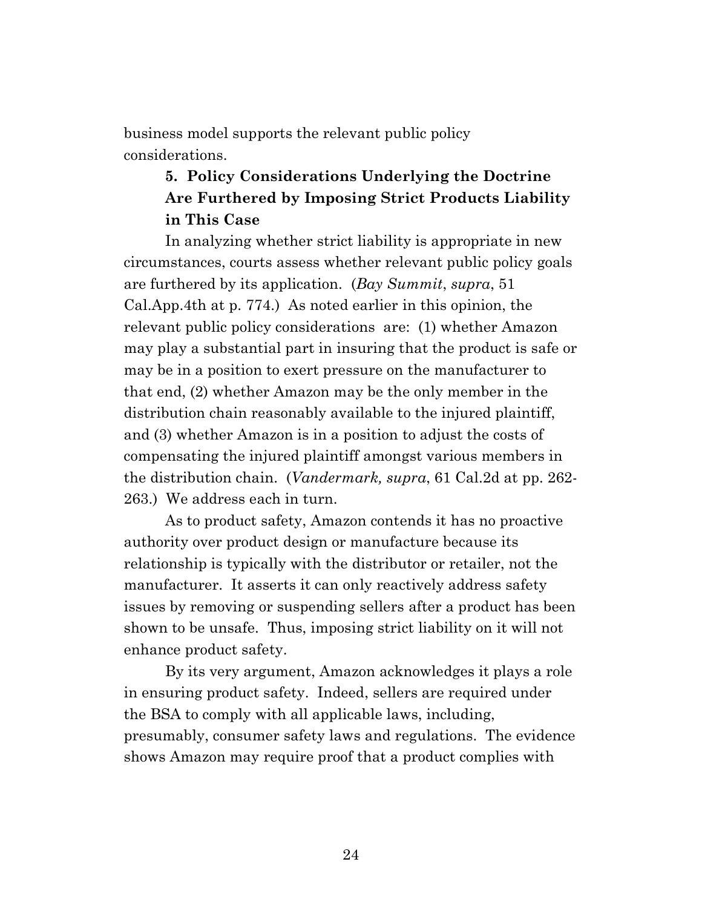business model supports the relevant public policy considerations.

### 5. Policy Considerations Underlying the Doctrine Are Furthered by Imposing Strict Products Liability in This Case

In analyzing whether strict liability is appropriate in new circumstances, courts assess whether relevant public policy goals are furthered by its application. (*Bay Summit*, *supra*, 51 Cal.App.4th at p. 774.) As noted earlier in this opinion, the relevant public policy considerations are: (1) whether Amazon may play a substantial part in insuring that the product is safe or may be in a position to exert pressure on the manufacturer to that end, (2) whether Amazon may be the only member in the distribution chain reasonably available to the injured plaintiff, and (3) whether Amazon is in a position to adjust the costs of compensating the injured plaintiff amongst various members in the distribution chain. (*Vandermark, supra*, 61 Cal.2d at pp. 262-263.) We address each in turn.

As to product safety, Amazon contends it has no proactive authority over product design or manufacture because its relationship is typically with the distributor or retailer, not the manufacturer. It asserts it can only reactively address safety issues by removing or suspending sellers after a product has been shown to be unsafe. Thus, imposing strict liability on it will not enhance product safety.

By its very argument, Amazon acknowledges it plays a role in ensuring product safety. Indeed, sellers are required under the BSA to comply with all applicable laws, including, presumably, consumer safety laws and regulations. The evidence shows Amazon may require proof that a product complies with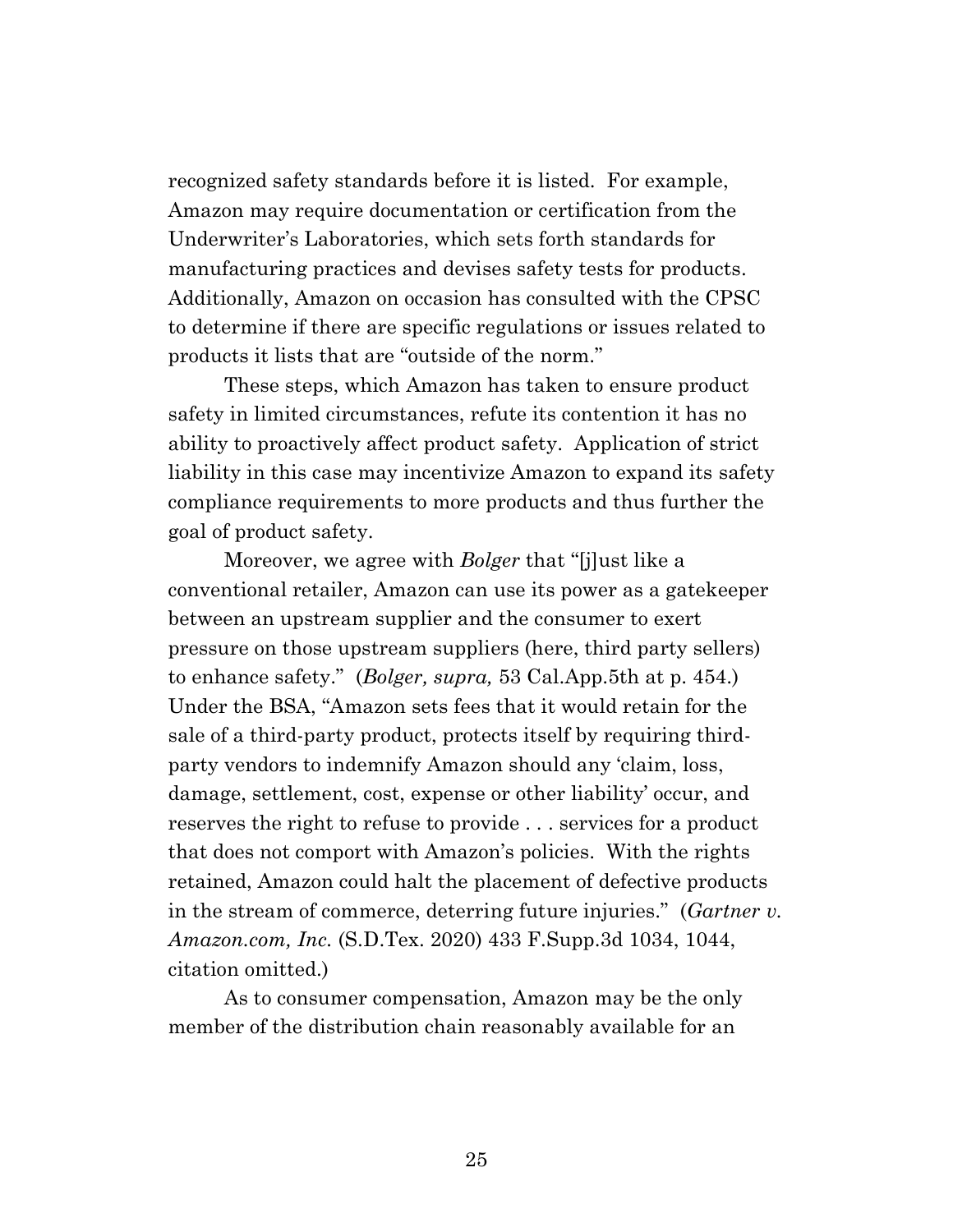recognized safety standards before it is listed. For example, Amazon may require documentation or certification from the Underwriter's Laboratories, which sets forth standards for manufacturing practices and devises safety tests for products. Additionally, Amazon on occasion has consulted with the CPSC to determine if there are specific regulations or issues related to products it lists that are "outside of the norm."

These steps, which Amazon has taken to ensure product safety in limited circumstances, refute its contention it has no ability to proactively affect product safety. Application of strict liability in this case may incentivize Amazon to expand its safety compliance requirements to more products and thus further the goal of product safety.

Moreover, we agree with *Bolger* that "[j]ust like a conventional retailer, Amazon can use its power as a gatekeeper between an upstream supplier and the consumer to exert pressure on those upstream suppliers (here, third party sellers) to enhance safety." (*Bolger, supra,* 53 Cal.App.5th at p. 454.) Under the BSA, "Amazon sets fees that it would retain for the sale of a third-party product, protects itself by requiring third-party vendors to indemnify Amazon should any 'claim, loss, damage, settlement, cost, expense or other liability' occur, and reserves the right to refuse to provide . . . services for a product that does not comport with Amazon's policies. With the rights retained, Amazon could halt the placement of defective products in the stream of commerce, deterring future injuries." (*Gartner v. Amazon.com, Inc.* (S.D.Tex. 2020) 433 F.Supp.3d 1034, 1044, citation omitted.)

As to consumer compensation, Amazon may be the only member of the distribution chain reasonably available for an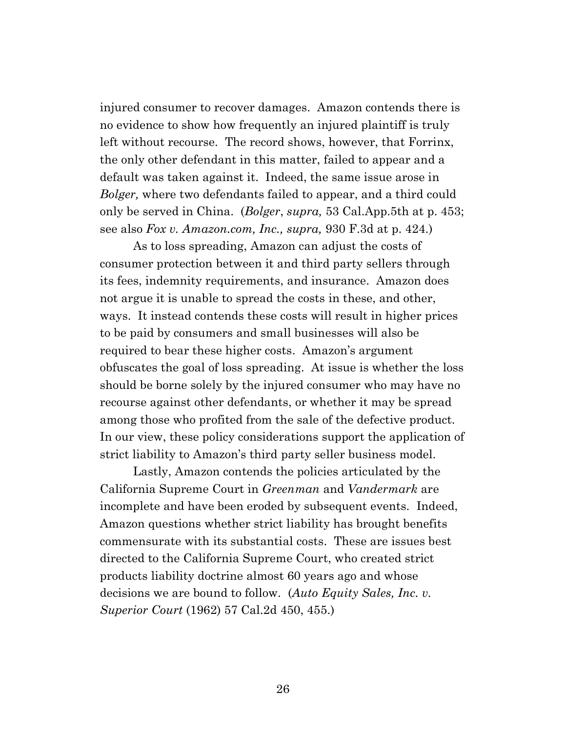injured consumer to recover damages. Amazon contends there is no evidence to show how frequently an injured plaintiff is truly left without recourse. The record shows, however, that Forrinx, the only other defendant in this matter, failed to appear and a default was taken against it. Indeed, the same issue arose in *Bolger,* where two defendants failed to appear, and a third could only be served in China. (*Bolger*, *supra,* 53 Cal.App.5th at p. 453; see also *Fox v. Amazon.com, Inc., supra,* 930 F.3d at p. 424.)

As to loss spreading, Amazon can adjust the costs of consumer protection between it and third party sellers through its fees, indemnity requirements, and insurance. Amazon does not argue it is unable to spread the costs in these, and other, ways. It instead contends these costs will result in higher prices to be paid by consumers and small businesses will also be required to bear these higher costs. Amazon's argument obfuscates the goal of loss spreading. At issue is whether the loss should be borne solely by the injured consumer who may have no recourse against other defendants, or whether it may be spread among those who profited from the sale of the defective product. In our view, these policy considerations support the application of strict liability to Amazon's third party seller business model.

Lastly, Amazon contends the policies articulated by the California Supreme Court in *Greenman* and *Vandermark* are incomplete and have been eroded by subsequent events. Indeed, Amazon questions whether strict liability has brought benefits commensurate with its substantial costs. These are issues best directed to the California Supreme Court, who created strict products liability doctrine almost 60 years ago and whose decisions we are bound to follow. (*Auto Equity Sales, Inc. v. Superior Court* (1962) 57 Cal.2d 450, 455.)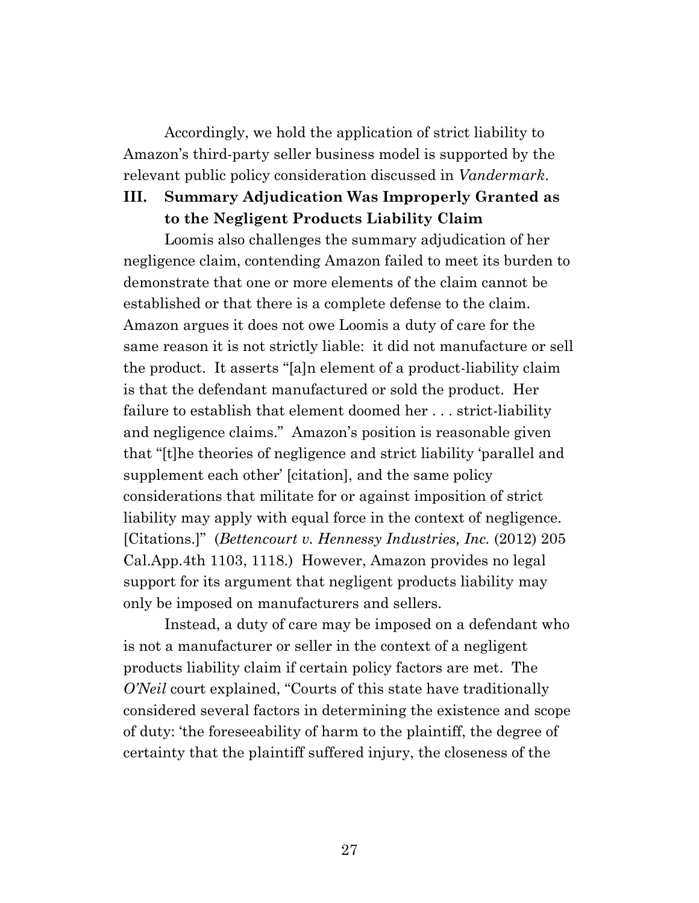Accordingly, we hold the application of strict liability to Amazon's third-party seller business model is supported by the relevant public policy consideration discussed in *Vandermark*.

## III. Summary Adjudication Was Improperly Granted as to the Negligent Products Liability Claim

Loomis also challenges the summary adjudication of her negligence claim, contending Amazon failed to meet its burden to demonstrate that one or more elements of the claim cannot be established or that there is a complete defense to the claim. Amazon argues it does not owe Loomis a duty of care for the same reason it is not strictly liable: it did not manufacture or sell the product. It asserts "[a]n element of a product-liability claim is that the defendant manufactured or sold the product. Her failure to establish that element doomed her . . . strict-liability and negligence claims." Amazon's position is reasonable given that "[t]he theories of negligence and strict liability 'parallel and supplement each other' [citation], and the same policy considerations that militate for or against imposition of strict liability may apply with equal force in the context of negligence. [Citations.]" (*Bettencourt v. Hennessy Industries, Inc.* (2012) 205 Cal.App.4th 1103, 1118.) However, Amazon provides no legal support for its argument that negligent products liability may only be imposed on manufacturers and sellers.

Instead, a duty of care may be imposed on a defendant who is not a manufacturer or seller in the context of a negligent products liability claim if certain policy factors are met. The *O'Neil* court explained, "Courts of this state have traditionally considered several factors in determining the existence and scope of duty: 'the foreseeability of harm to the plaintiff, the degree of certainty that the plaintiff suffered injury, the closeness of the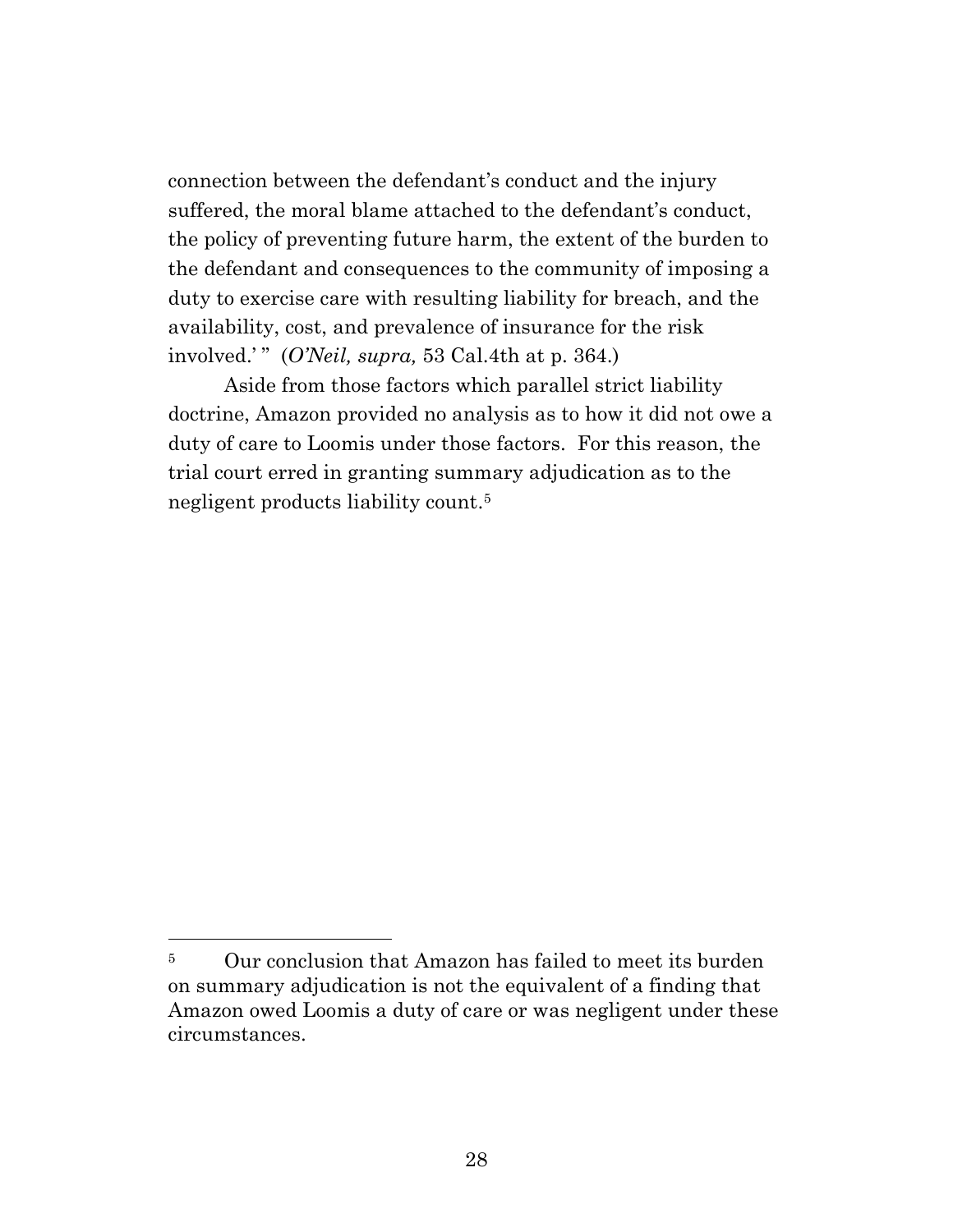connection between the defendant's conduct and the injury suffered, the moral blame attached to the defendant's conduct, the policy of preventing future harm, the extent of the burden to the defendant and consequences to the community of imposing a duty to exercise care with resulting liability for breach, and the availability, cost, and prevalence of insurance for the risk involved.' " (*O'Neil, supra,* 53 Cal.4th at p. 364.)

Aside from those factors which parallel strict liability doctrine, Amazon provided no analysis as to how it did not owe a duty of care to Loomis under those factors. For this reason, the trial court erred in granting summary adjudication as to the negligent products liability count.[5]

---

[5] Our conclusion that Amazon has failed to meet its burden on summary adjudication is not the equivalent of a finding that Amazon owed Loomis a duty of care or was negligent under these circumstances.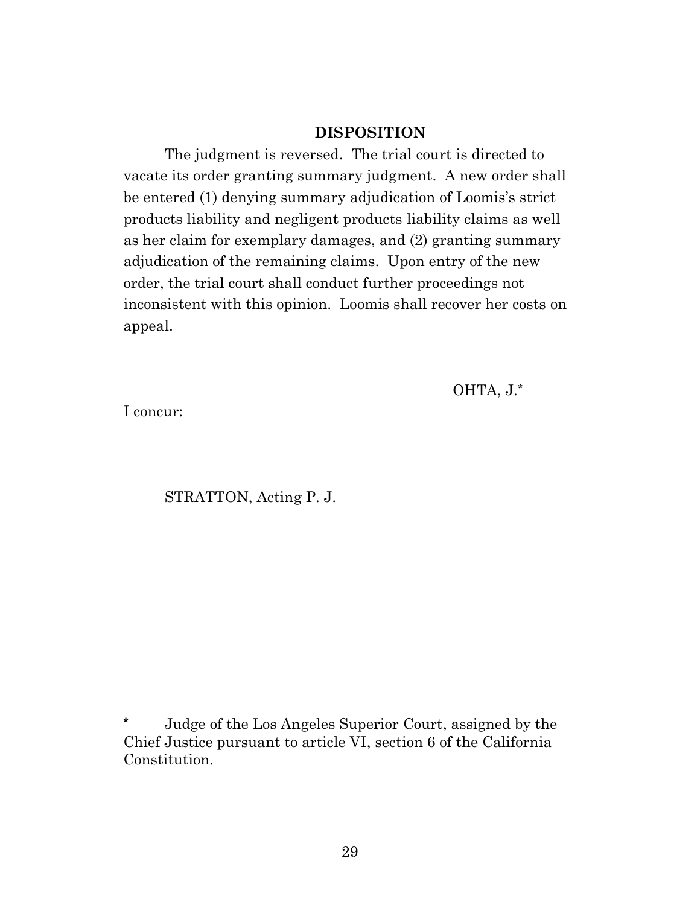## DISPOSITION

The judgment is reversed. The trial court is directed to vacate its order granting summary judgment. A new order shall be entered (1) denying summary adjudication of Loomis's strict products liability and negligent products liability claims as well as her claim for exemplary damages, and (2) granting summary adjudication of the remaining claims. Upon entry of the new order, the trial court shall conduct further proceedings not inconsistent with this opinion. Loomis shall recover her costs on appeal.

OHTA, J.*

I concur:

STRATTON, Acting P. J.

---

\* Judge of the Los Angeles Superior Court, assigned by the Chief Justice pursuant to article VI, section 6 of the California Constitution.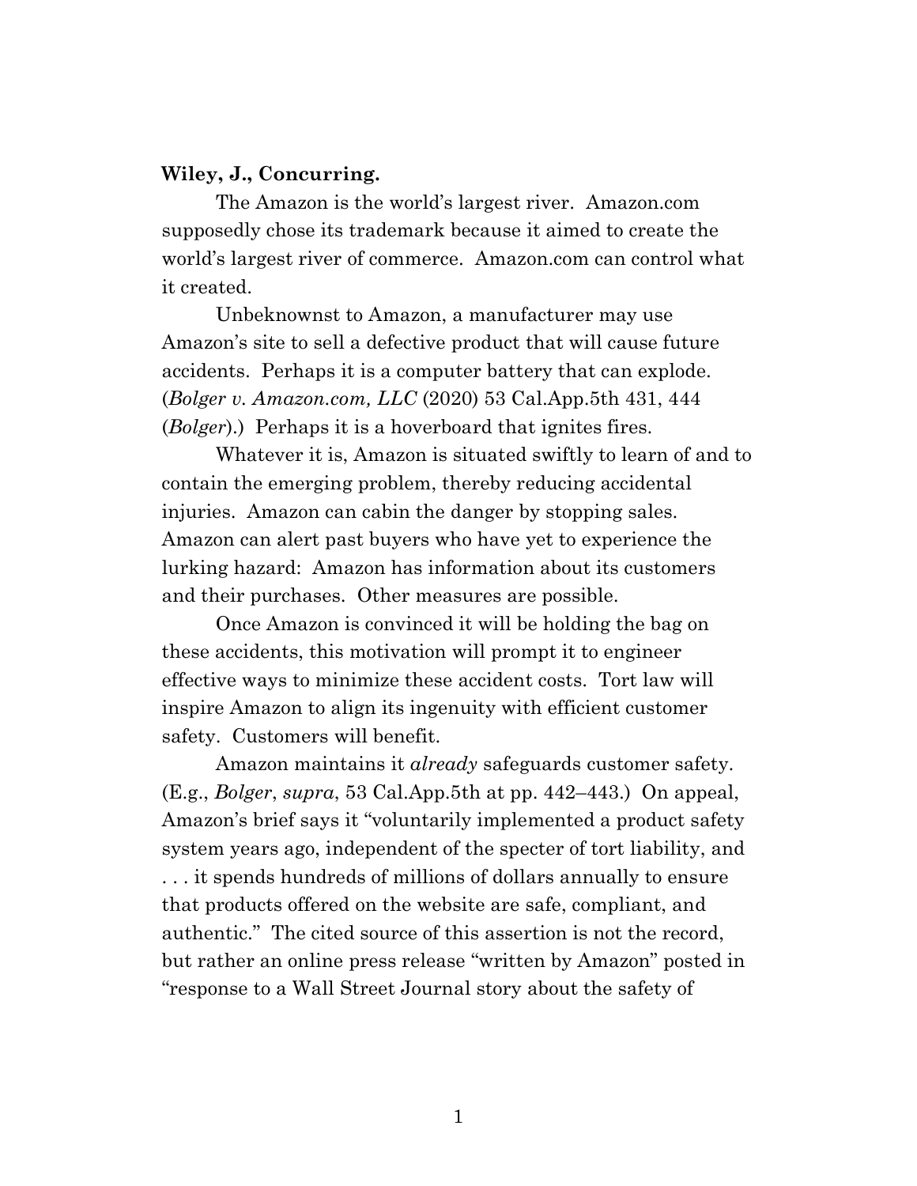**Wiley, J., Concurring.**

The Amazon is the world's largest river. Amazon.com supposedly chose its trademark because it aimed to create the world's largest river of commerce. Amazon.com can control what it created.

Unbeknownst to Amazon, a manufacturer may use Amazon's site to sell a defective product that will cause future accidents. Perhaps it is a computer battery that can explode. (*Bolger v. Amazon.com, LLC* (2020) 53 Cal.App.5th 431, 444 (*Bolger*).) Perhaps it is a hoverboard that ignites fires.

Whatever it is, Amazon is situated swiftly to learn of and to contain the emerging problem, thereby reducing accidental injuries. Amazon can cabin the danger by stopping sales. Amazon can alert past buyers who have yet to experience the lurking hazard: Amazon has information about its customers and their purchases. Other measures are possible.

Once Amazon is convinced it will be holding the bag on these accidents, this motivation will prompt it to engineer effective ways to minimize these accident costs. Tort law will inspire Amazon to align its ingenuity with efficient customer safety. Customers will benefit.

Amazon maintains it *already* safeguards customer safety. (E.g., *Bolger*, *supra*, 53 Cal.App.5th at pp. 442–443.) On appeal, Amazon's brief says it "voluntarily implemented a product safety system years ago, independent of the specter of tort liability, and . . . it spends hundreds of millions of dollars annually to ensure that products offered on the website are safe, compliant, and authentic." The cited source of this assertion is not the record, but rather an online press release "written by Amazon" posted in "response to a Wall Street Journal story about the safety of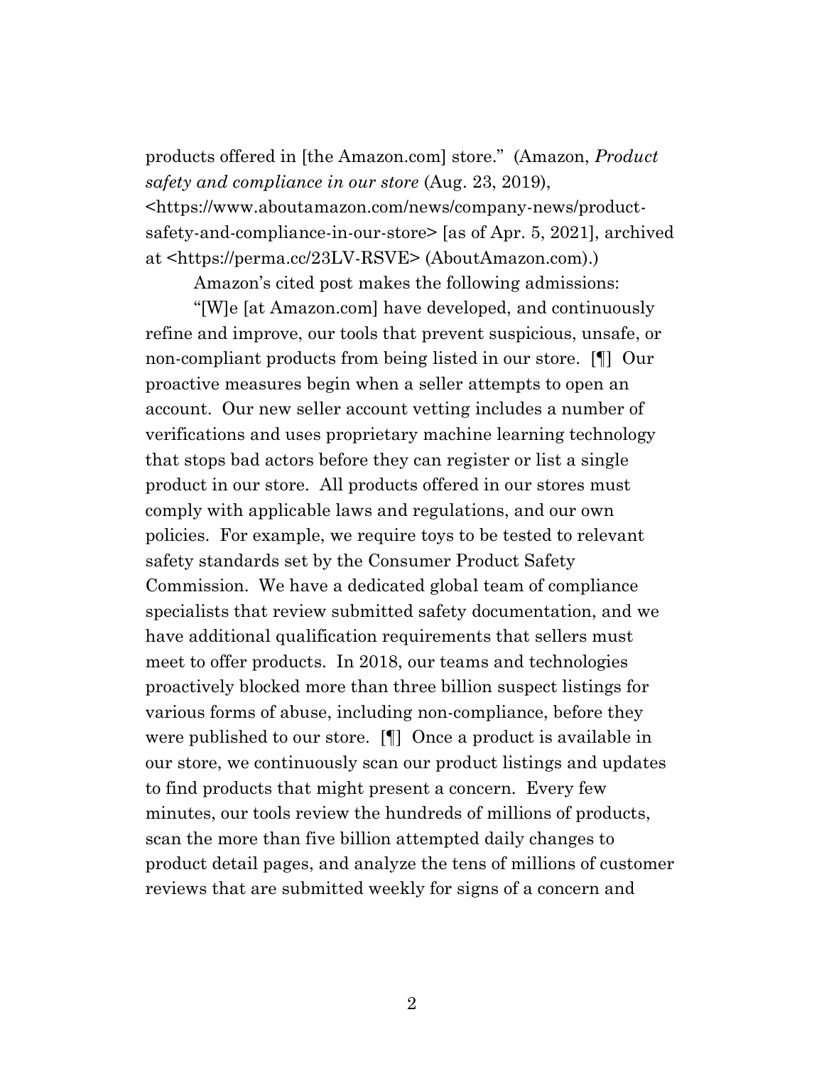products offered in [the Amazon.com] store." (Amazon, *Product safety and compliance in our store* (Aug. 23, 2019), <https://www.aboutamazon.com/news/company-news/product-safety-and-compliance-in-our-store> [as of Apr. 5, 2021], archived at <https://perma.cc/23LV-RSVE> (AboutAmazon.com).)

Amazon's cited post makes the following admissions:

"[W]e [at Amazon.com] have developed, and continuously refine and improve, our tools that prevent suspicious, unsafe, or non-compliant products from being listed in our store. [¶] Our proactive measures begin when a seller attempts to open an account. Our new seller account vetting includes a number of verifications and uses proprietary machine learning technology that stops bad actors before they can register or list a single product in our store. All products offered in our stores must comply with applicable laws and regulations, and our own policies. For example, we require toys to be tested to relevant safety standards set by the Consumer Product Safety Commission. We have a dedicated global team of compliance specialists that review submitted safety documentation, and we have additional qualification requirements that sellers must meet to offer products. In 2018, our teams and technologies proactively blocked more than three billion suspect listings for various forms of abuse, including non-compliance, before they were published to our store. [¶] Once a product is available in our store, we continuously scan our product listings and updates to find products that might present a concern. Every few minutes, our tools review the hundreds of millions of products, scan the more than five billion attempted daily changes to product detail pages, and analyze the tens of millions of customer reviews that are submitted weekly for signs of a concern and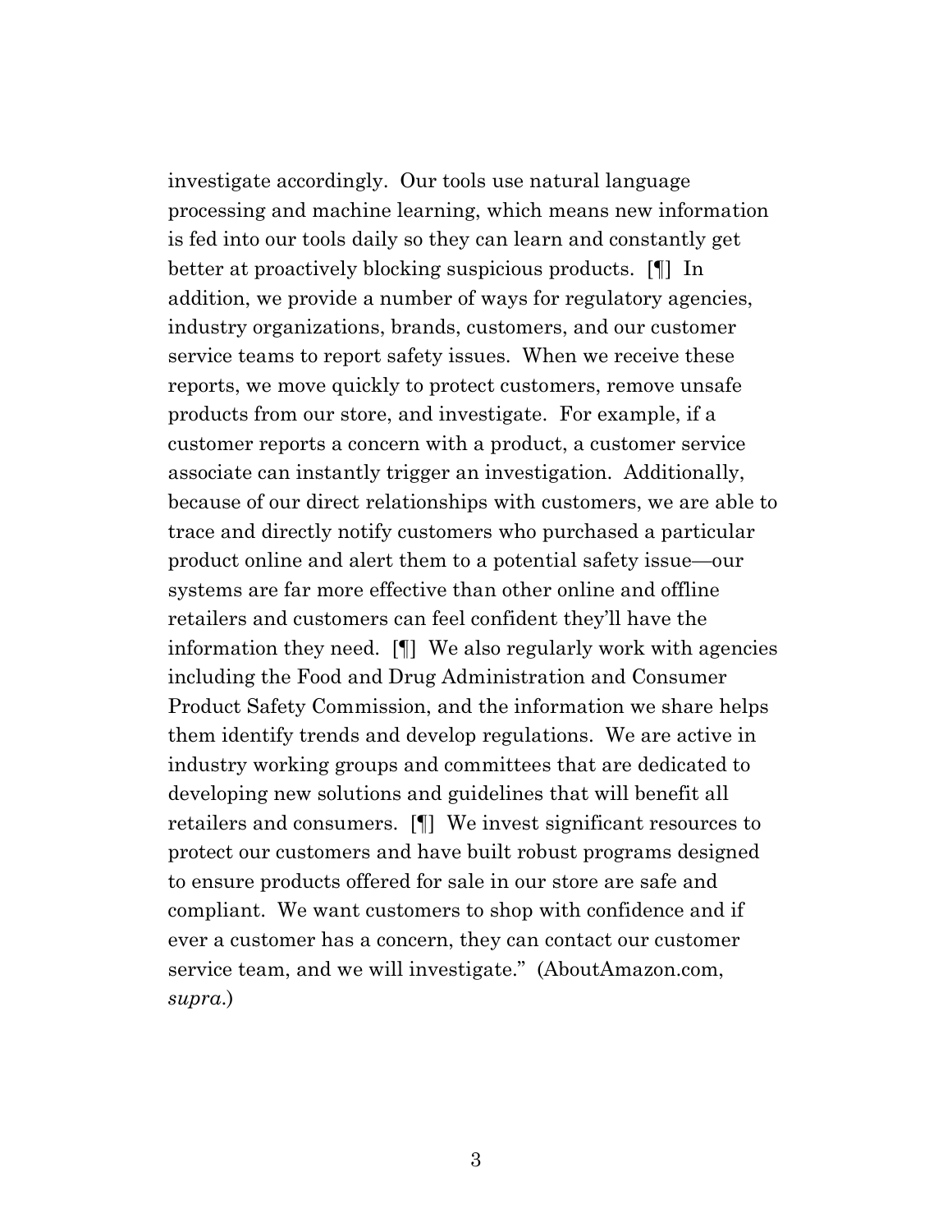investigate accordingly. Our tools use natural language processing and machine learning, which means new information is fed into our tools daily so they can learn and constantly get better at proactively blocking suspicious products. [¶] In addition, we provide a number of ways for regulatory agencies, industry organizations, brands, customers, and our customer service teams to report safety issues. When we receive these reports, we move quickly to protect customers, remove unsafe products from our store, and investigate. For example, if a customer reports a concern with a product, a customer service associate can instantly trigger an investigation. Additionally, because of our direct relationships with customers, we are able to trace and directly notify customers who purchased a particular product online and alert them to a potential safety issue—our systems are far more effective than other online and offline retailers and customers can feel confident they'll have the information they need. [¶] We also regularly work with agencies including the Food and Drug Administration and Consumer Product Safety Commission, and the information we share helps them identify trends and develop regulations. We are active in industry working groups and committees that are dedicated to developing new solutions and guidelines that will benefit all retailers and consumers. [¶] We invest significant resources to protect our customers and have built robust programs designed to ensure products offered for sale in our store are safe and compliant. We want customers to shop with confidence and if ever a customer has a concern, they can contact our customer service team, and we will investigate." (AboutAmazon.com, *supra*.)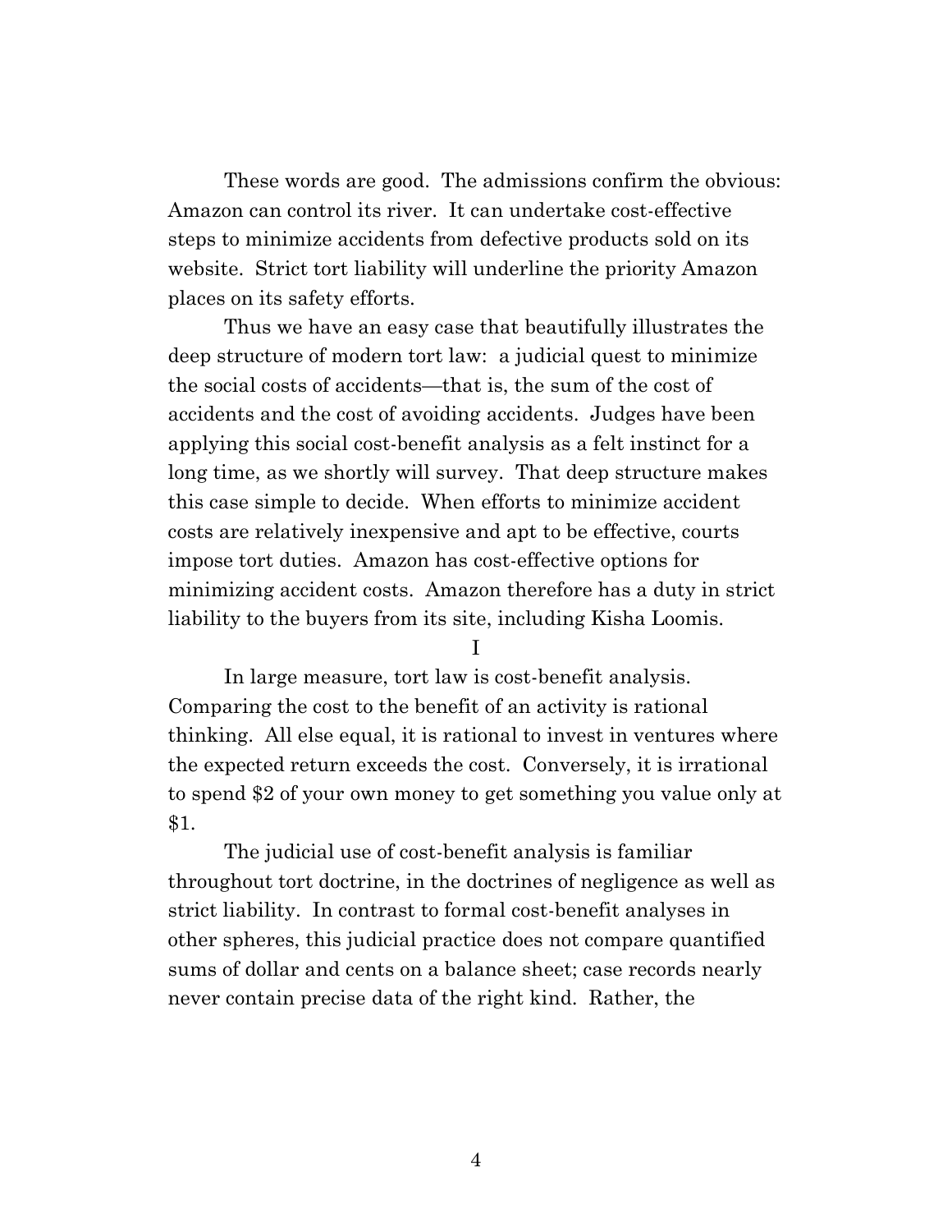These words are good. The admissions confirm the obvious: Amazon can control its river. It can undertake cost-effective steps to minimize accidents from defective products sold on its website. Strict tort liability will underline the priority Amazon places on its safety efforts.

Thus we have an easy case that beautifully illustrates the deep structure of modern tort law: a judicial quest to minimize the social costs of accidents—that is, the sum of the cost of accidents and the cost of avoiding accidents. Judges have been applying this social cost-benefit analysis as a felt instinct for a long time, as we shortly will survey. That deep structure makes this case simple to decide. When efforts to minimize accident costs are relatively inexpensive and apt to be effective, courts impose tort duties. Amazon has cost-effective options for minimizing accident costs. Amazon therefore has a duty in strict liability to the buyers from its site, including Kisha Loomis.

## I

In large measure, tort law is cost-benefit analysis. Comparing the cost to the benefit of an activity is rational thinking. All else equal, it is rational to invest in ventures where the expected return exceeds the cost. Conversely, it is irrational to spend $2 of your own money to get something you value only at $1.

The judicial use of cost-benefit analysis is familiar throughout tort doctrine, in the doctrines of negligence as well as strict liability. In contrast to formal cost-benefit analyses in other spheres, this judicial practice does not compare quantified sums of dollar and cents on a balance sheet; case records nearly never contain precise data of the right kind. Rather, the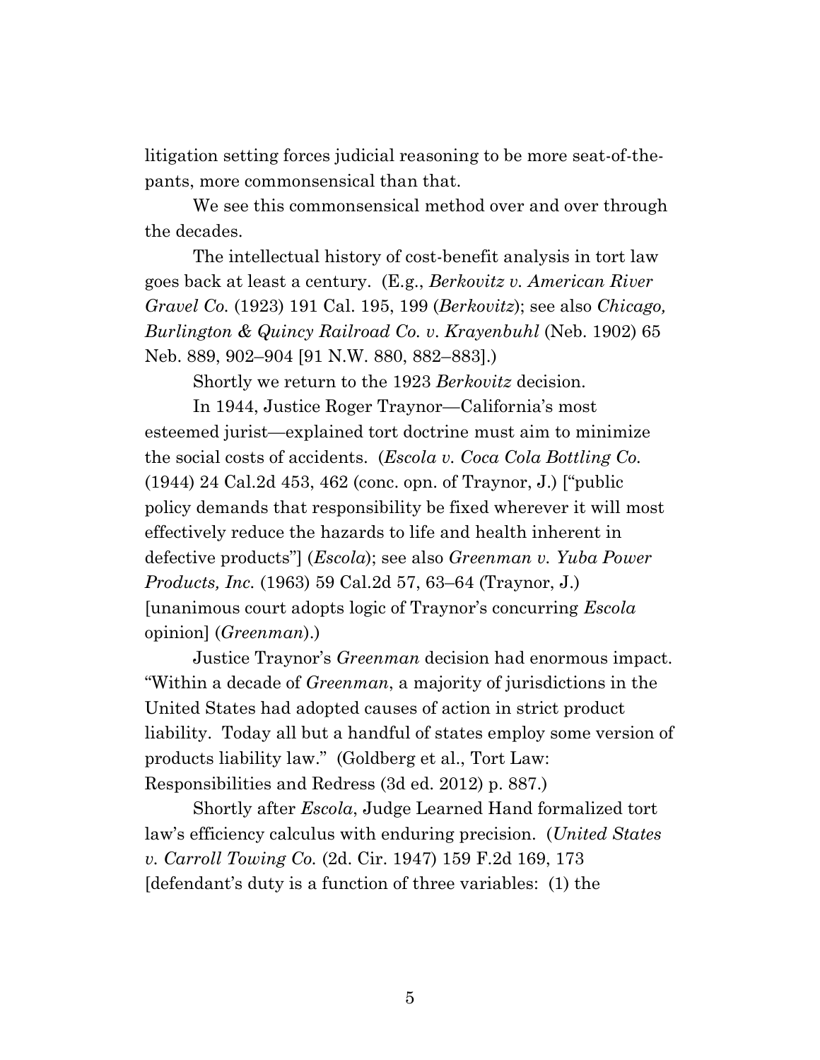litigation setting forces judicial reasoning to be more seat-of-the-pants, more commonsensical than that.

We see this commonsensical method over and over through the decades.

The intellectual history of cost-benefit analysis in tort law goes back at least a century. (E.g., *Berkovitz v. American River Gravel Co.* (1923) 191 Cal. 195, 199 (*Berkovitz*); see also *Chicago, Burlington & Quincy Railroad Co. v. Krayenbuhl* (Neb. 1902) 65 Neb. 889, 902–904 [91 N.W. 880, 882–883].)

Shortly we return to the 1923 *Berkovitz* decision.

In 1944, Justice Roger Traynor—California's most esteemed jurist—explained tort doctrine must aim to minimize the social costs of accidents. (*Escola v. Coca Cola Bottling Co.* (1944) 24 Cal.2d 453, 462 (conc. opn. of Traynor, J.) ["public policy demands that responsibility be fixed wherever it will most effectively reduce the hazards to life and health inherent in defective products"] (*Escola*); see also *Greenman v. Yuba Power Products, Inc.* (1963) 59 Cal.2d 57, 63–64 (Traynor, J.) [unanimous court adopts logic of Traynor's concurring *Escola* opinion] (*Greenman*).)

Justice Traynor's *Greenman* decision had enormous impact. "Within a decade of *Greenman*, a majority of jurisdictions in the United States had adopted causes of action in strict product liability. Today all but a handful of states employ some version of products liability law." (Goldberg et al., Tort Law: Responsibilities and Redress (3d ed. 2012) p. 887.)

Shortly after *Escola*, Judge Learned Hand formalized tort law's efficiency calculus with enduring precision. (*United States v. Carroll Towing Co.* (2d. Cir. 1947) 159 F.2d 169, 173 [defendant's duty is a function of three variables: (1) the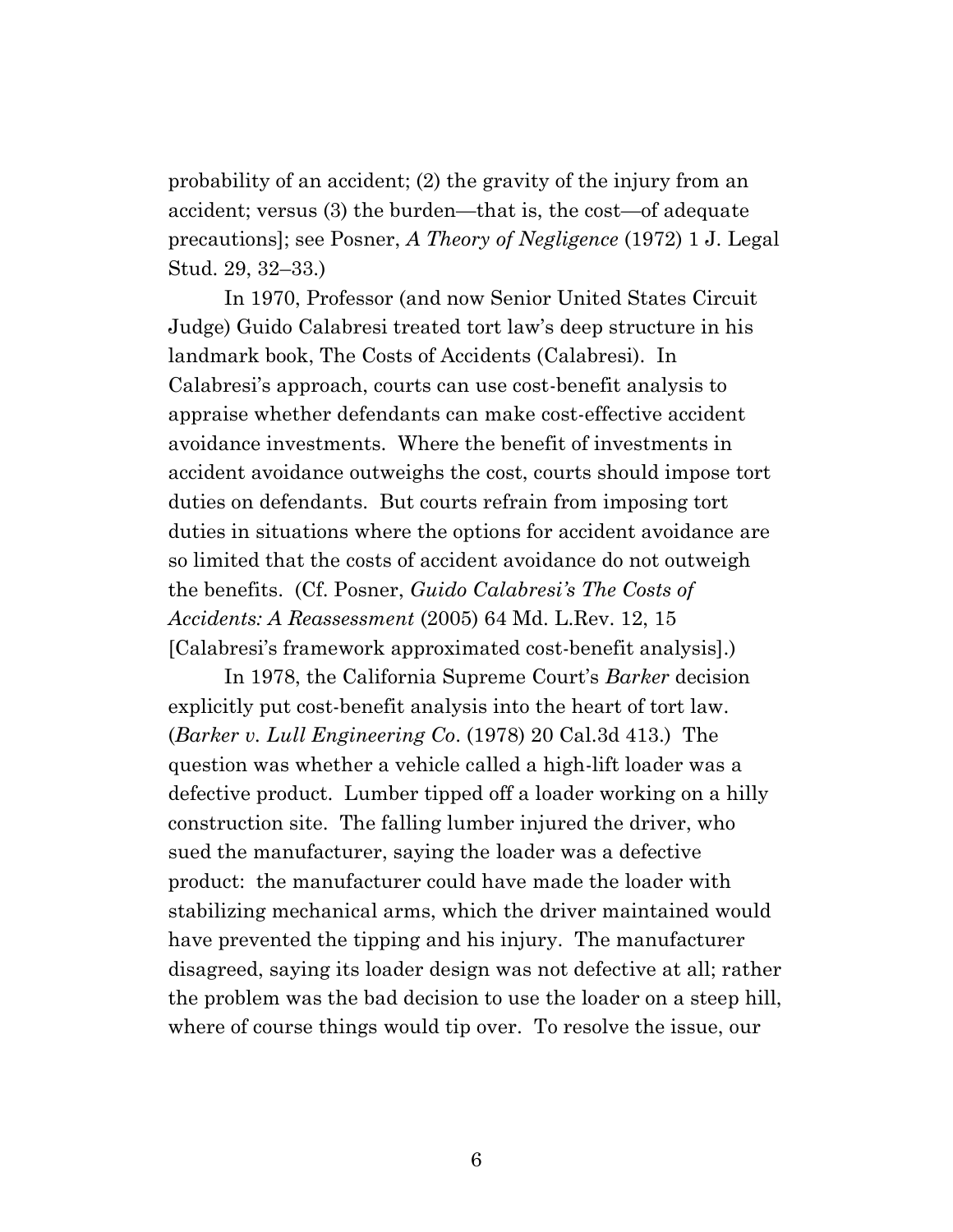probability of an accident; (2) the gravity of the injury from an accident; versus (3) the burden—that is, the cost—of adequate precautions]; see Posner, *A Theory of Negligence* (1972) 1 J. Legal Stud. 29, 32–33.)

In 1970, Professor (and now Senior United States Circuit Judge) Guido Calabresi treated tort law's deep structure in his landmark book, The Costs of Accidents (Calabresi). In Calabresi's approach, courts can use cost-benefit analysis to appraise whether defendants can make cost-effective accident avoidance investments. Where the benefit of investments in accident avoidance outweighs the cost, courts should impose tort duties on defendants. But courts refrain from imposing tort duties in situations where the options for accident avoidance are so limited that the costs of accident avoidance do not outweigh the benefits. (Cf. Posner, *Guido Calabresi's The Costs of Accidents: A Reassessment* (2005) 64 Md. L.Rev. 12, 15 [Calabresi's framework approximated cost-benefit analysis].)

In 1978, the California Supreme Court's *Barker* decision explicitly put cost-benefit analysis into the heart of tort law. (*Barker v. Lull Engineering Co*. (1978) 20 Cal.3d 413.) The question was whether a vehicle called a high-lift loader was a defective product. Lumber tipped off a loader working on a hilly construction site. The falling lumber injured the driver, who sued the manufacturer, saying the loader was a defective product: the manufacturer could have made the loader with stabilizing mechanical arms, which the driver maintained would have prevented the tipping and his injury. The manufacturer disagreed, saying its loader design was not defective at all; rather the problem was the bad decision to use the loader on a steep hill, where of course things would tip over. To resolve the issue, our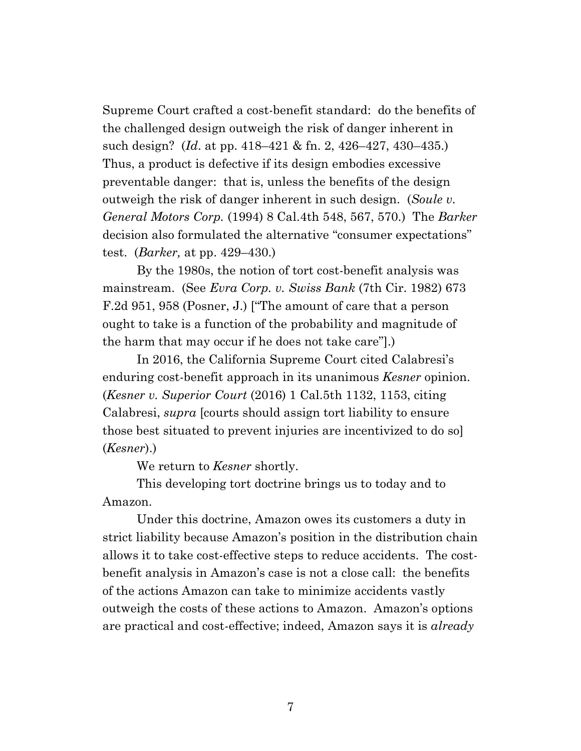Supreme Court crafted a cost-benefit standard: do the benefits of the challenged design outweigh the risk of danger inherent in such design? (*Id*. at pp. 418–421 & fn. 2, 426–427, 430–435.) Thus, a product is defective if its design embodies excessive preventable danger: that is, unless the benefits of the design outweigh the risk of danger inherent in such design. (*Soule v. General Motors Corp.* (1994) 8 Cal.4th 548, 567, 570.) The *Barker* decision also formulated the alternative "consumer expectations" test. (*Barker,* at pp. 429–430.)

By the 1980s, the notion of tort cost-benefit analysis was mainstream. (See *Evra Corp. v. Swiss Bank* (7th Cir. 1982) 673 F.2d 951, 958 (Posner, J.) ["The amount of care that a person ought to take is a function of the probability and magnitude of the harm that may occur if he does not take care"].)

In 2016, the California Supreme Court cited Calabresi's enduring cost-benefit approach in its unanimous *Kesner* opinion. (*Kesner v. Superior Court* (2016) 1 Cal.5th 1132, 1153, citing Calabresi, *supra* [courts should assign tort liability to ensure those best situated to prevent injuries are incentivized to do so] (*Kesner*).)

We return to *Kesner* shortly.

This developing tort doctrine brings us to today and to Amazon.

Under this doctrine, Amazon owes its customers a duty in strict liability because Amazon's position in the distribution chain allows it to take cost-effective steps to reduce accidents. The cost-benefit analysis in Amazon's case is not a close call: the benefits of the actions Amazon can take to minimize accidents vastly outweigh the costs of these actions to Amazon. Amazon's options are practical and cost-effective; indeed, Amazon says it is *already*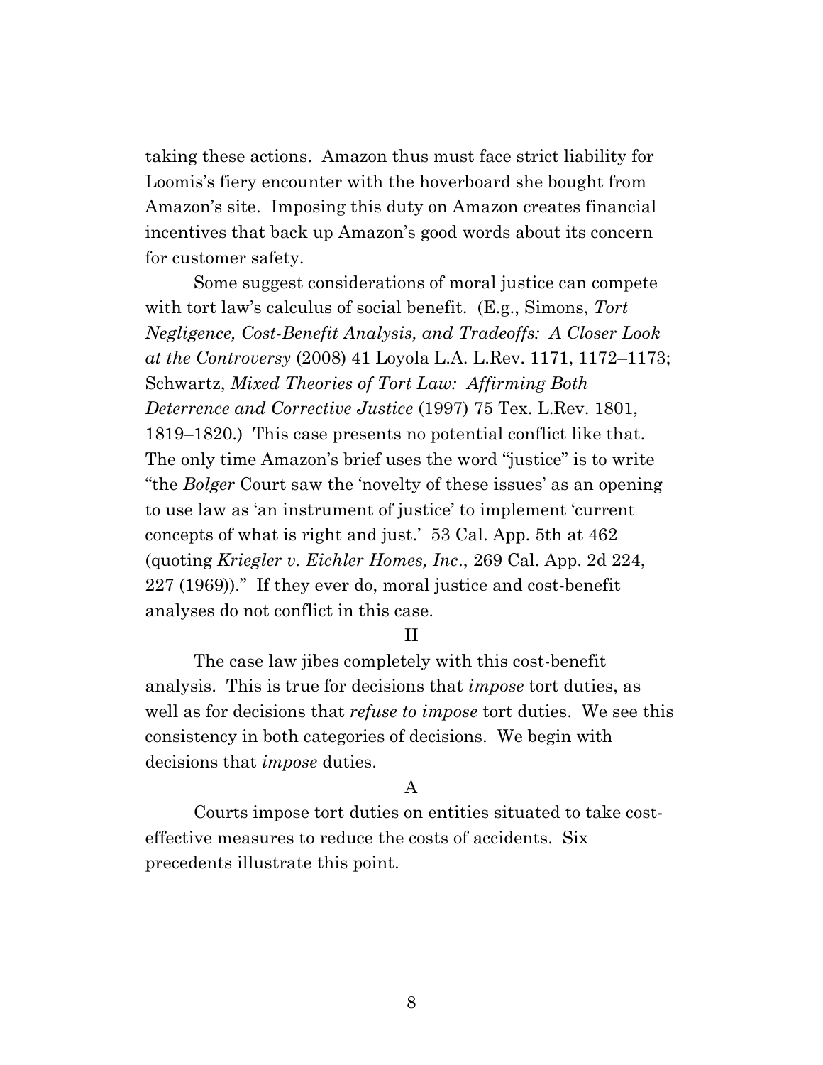taking these actions. Amazon thus must face strict liability for Loomis's fiery encounter with the hoverboard she bought from Amazon's site. Imposing this duty on Amazon creates financial incentives that back up Amazon's good words about its concern for customer safety.

Some suggest considerations of moral justice can compete with tort law's calculus of social benefit. (E.g., Simons, *Tort Negligence, Cost-Benefit Analysis, and Tradeoffs: A Closer Look at the Controversy* (2008) 41 Loyola L.A. L.Rev. 1171, 1172–1173; Schwartz, *Mixed Theories of Tort Law: Affirming Both Deterrence and Corrective Justice* (1997) 75 Tex. L.Rev. 1801, 1819–1820.) This case presents no potential conflict like that. The only time Amazon's brief uses the word "justice" is to write "the *Bolger* Court saw the 'novelty of these issues' as an opening to use law as 'an instrument of justice' to implement 'current concepts of what is right and just.' 53 Cal. App. 5th at 462 (quoting *Kriegler v. Eichler Homes, Inc*., 269 Cal. App. 2d 224, 227 (1969))." If they ever do, moral justice and cost-benefit analyses do not conflict in this case.

## II

The case law jibes completely with this cost-benefit analysis. This is true for decisions that *impose* tort duties, as well as for decisions that *refuse to impose* tort duties. We see this consistency in both categories of decisions. We begin with decisions that *impose* duties.

### A

Courts impose tort duties on entities situated to take cost-effective measures to reduce the costs of accidents. Six precedents illustrate this point.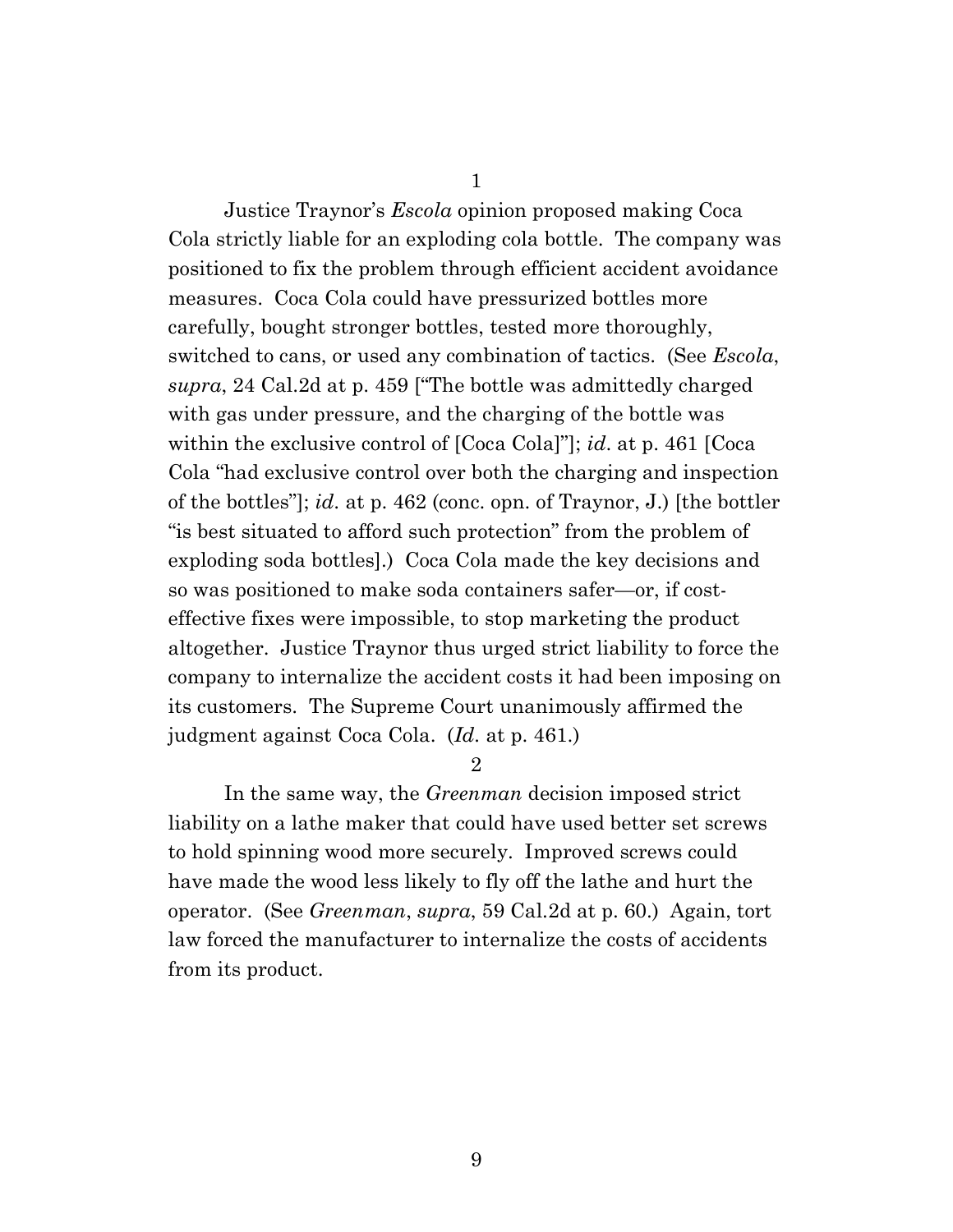1

Justice Traynor's *Escola* opinion proposed making Coca Cola strictly liable for an exploding cola bottle. The company was positioned to fix the problem through efficient accident avoidance measures. Coca Cola could have pressurized bottles more carefully, bought stronger bottles, tested more thoroughly, switched to cans, or used any combination of tactics. (See *Escola*, *supra*, 24 Cal.2d at p. 459 ["The bottle was admittedly charged with gas under pressure, and the charging of the bottle was within the exclusive control of [Coca Cola]"]; *id*. at p. 461 [Coca Cola "had exclusive control over both the charging and inspection of the bottles"]; *id*. at p. 462 (conc. opn. of Traynor, J.) [the bottler "is best situated to afford such protection" from the problem of exploding soda bottles].) Coca Cola made the key decisions and so was positioned to make soda containers safer—or, if cost-effective fixes were impossible, to stop marketing the product altogether. Justice Traynor thus urged strict liability to force the company to internalize the accident costs it had been imposing on its customers. The Supreme Court unanimously affirmed the judgment against Coca Cola. (*Id*. at p. 461.)

2

In the same way, the *Greenman* decision imposed strict liability on a lathe maker that could have used better set screws to hold spinning wood more securely. Improved screws could have made the wood less likely to fly off the lathe and hurt the operator. (See *Greenman*, *supra*, 59 Cal.2d at p. 60.) Again, tort law forced the manufacturer to internalize the costs of accidents from its product.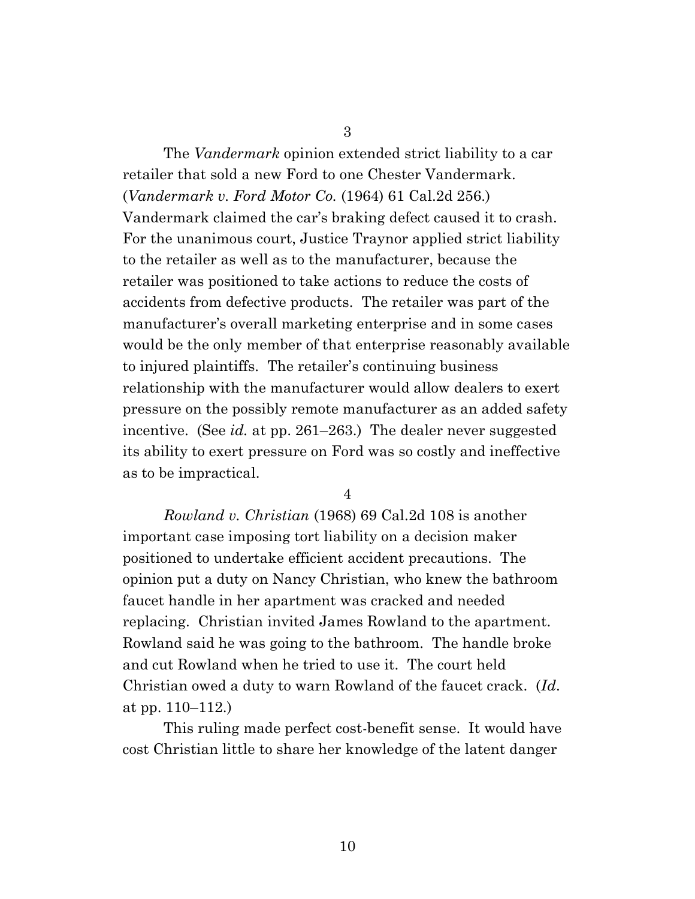3

The *Vandermark* opinion extended strict liability to a car retailer that sold a new Ford to one Chester Vandermark. (*Vandermark v. Ford Motor Co.* (1964) 61 Cal.2d 256.) Vandermark claimed the car's braking defect caused it to crash. For the unanimous court, Justice Traynor applied strict liability to the retailer as well as to the manufacturer, because the retailer was positioned to take actions to reduce the costs of accidents from defective products. The retailer was part of the manufacturer's overall marketing enterprise and in some cases would be the only member of that enterprise reasonably available to injured plaintiffs. The retailer's continuing business relationship with the manufacturer would allow dealers to exert pressure on the possibly remote manufacturer as an added safety incentive. (See *id.* at pp. 261–263.) The dealer never suggested its ability to exert pressure on Ford was so costly and ineffective as to be impractical.

4

*Rowland v. Christian* (1968) 69 Cal.2d 108 is another important case imposing tort liability on a decision maker positioned to undertake efficient accident precautions. The opinion put a duty on Nancy Christian, who knew the bathroom faucet handle in her apartment was cracked and needed replacing. Christian invited James Rowland to the apartment. Rowland said he was going to the bathroom. The handle broke and cut Rowland when he tried to use it. The court held Christian owed a duty to warn Rowland of the faucet crack. (*Id.* at pp. 110–112.)

This ruling made perfect cost-benefit sense. It would have cost Christian little to share her knowledge of the latent danger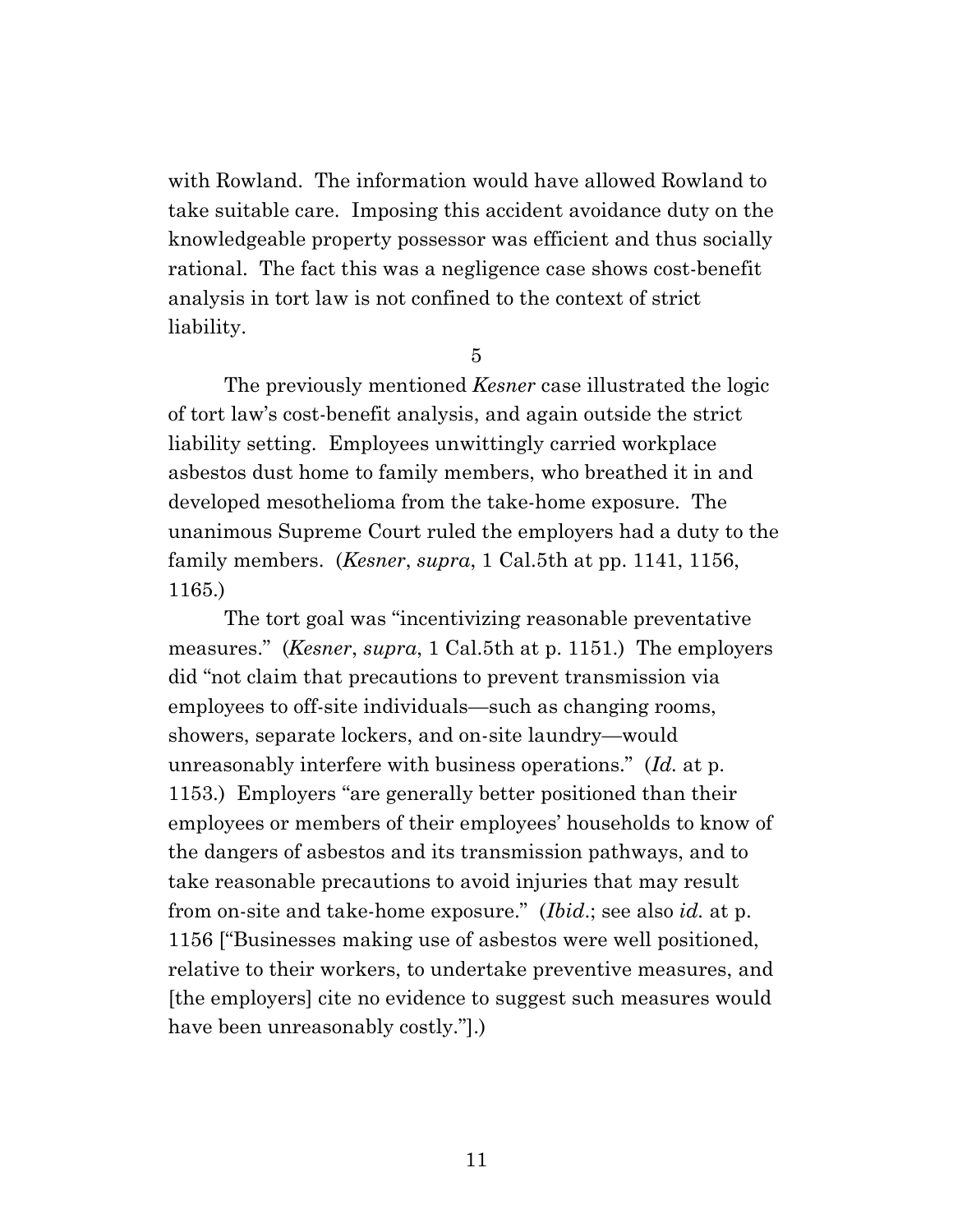with Rowland. The information would have allowed Rowland to take suitable care. Imposing this accident avoidance duty on the knowledgeable property possessor was efficient and thus socially rational. The fact this was a negligence case shows cost-benefit analysis in tort law is not confined to the context of strict liability.

5

The previously mentioned *Kesner* case illustrated the logic of tort law's cost-benefit analysis, and again outside the strict liability setting. Employees unwittingly carried workplace asbestos dust home to family members, who breathed it in and developed mesothelioma from the take-home exposure. The unanimous Supreme Court ruled the employers had a duty to the family members. (*Kesner*, *supra*, 1 Cal.5th at pp. 1141, 1156, 1165.)

The tort goal was "incentivizing reasonable preventative measures." (*Kesner*, *supra*, 1 Cal.5th at p. 1151.) The employers did "not claim that precautions to prevent transmission via employees to off-site individuals—such as changing rooms, showers, separate lockers, and on-site laundry—would unreasonably interfere with business operations." (*Id.* at p. 1153.) Employers "are generally better positioned than their employees or members of their employees' households to know of the dangers of asbestos and its transmission pathways, and to take reasonable precautions to avoid injuries that may result from on-site and take-home exposure." (*Ibid*.; see also *id.* at p. 1156 ["Businesses making use of asbestos were well positioned, relative to their workers, to undertake preventive measures, and [the employers] cite no evidence to suggest such measures would have been unreasonably costly."].)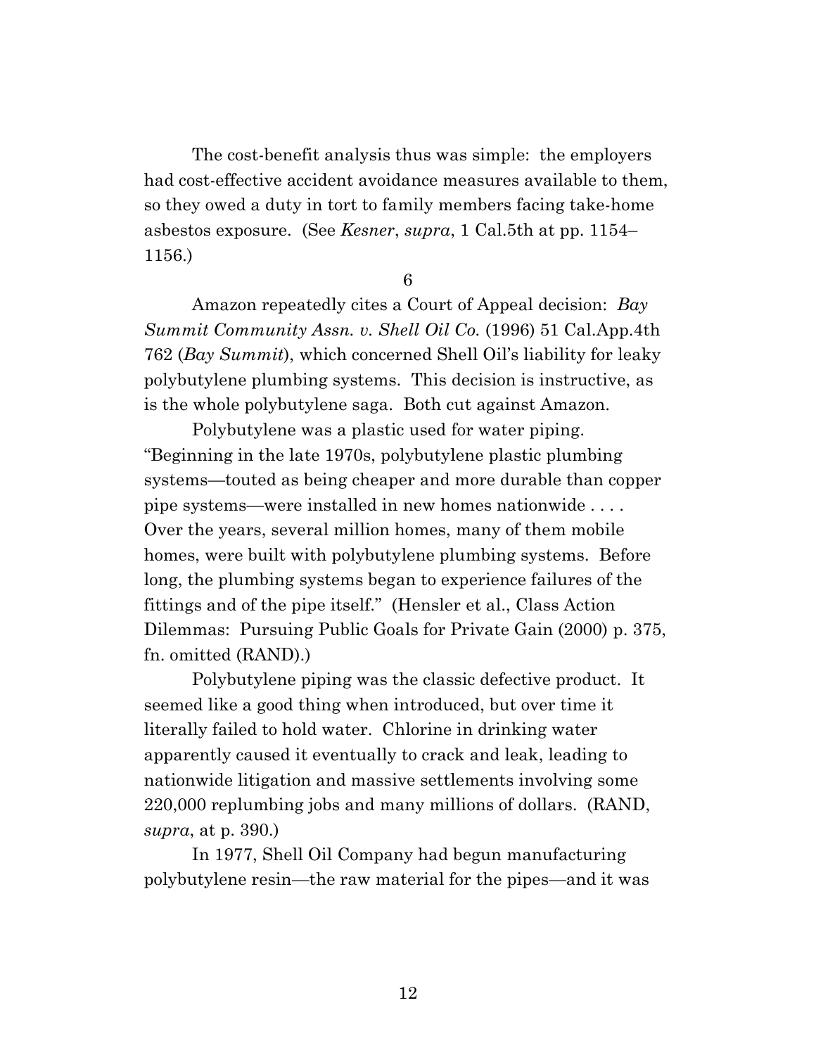The cost-benefit analysis thus was simple: the employers had cost-effective accident avoidance measures available to them, so they owed a duty in tort to family members facing take-home asbestos exposure. (See *Kesner*, *supra*, 1 Cal.5th at pp. 1154–1156.)

6

Amazon repeatedly cites a Court of Appeal decision: *Bay Summit Community Assn. v. Shell Oil Co.* (1996) 51 Cal.App.4th 762 (*Bay Summit*), which concerned Shell Oil's liability for leaky polybutylene plumbing systems. This decision is instructive, as is the whole polybutylene saga. Both cut against Amazon.

Polybutylene was a plastic used for water piping. "Beginning in the late 1970s, polybutylene plastic plumbing systems—touted as being cheaper and more durable than copper pipe systems—were installed in new homes nationwide . . . . Over the years, several million homes, many of them mobile homes, were built with polybutylene plumbing systems. Before long, the plumbing systems began to experience failures of the fittings and of the pipe itself." (Hensler et al., Class Action Dilemmas: Pursuing Public Goals for Private Gain (2000) p. 375, fn. omitted (RAND).)

Polybutylene piping was the classic defective product. It seemed like a good thing when introduced, but over time it literally failed to hold water. Chlorine in drinking water apparently caused it eventually to crack and leak, leading to nationwide litigation and massive settlements involving some 220,000 replumbing jobs and many millions of dollars. (RAND, *supra*, at p. 390.)

In 1977, Shell Oil Company had begun manufacturing polybutylene resin—the raw material for the pipes—and it was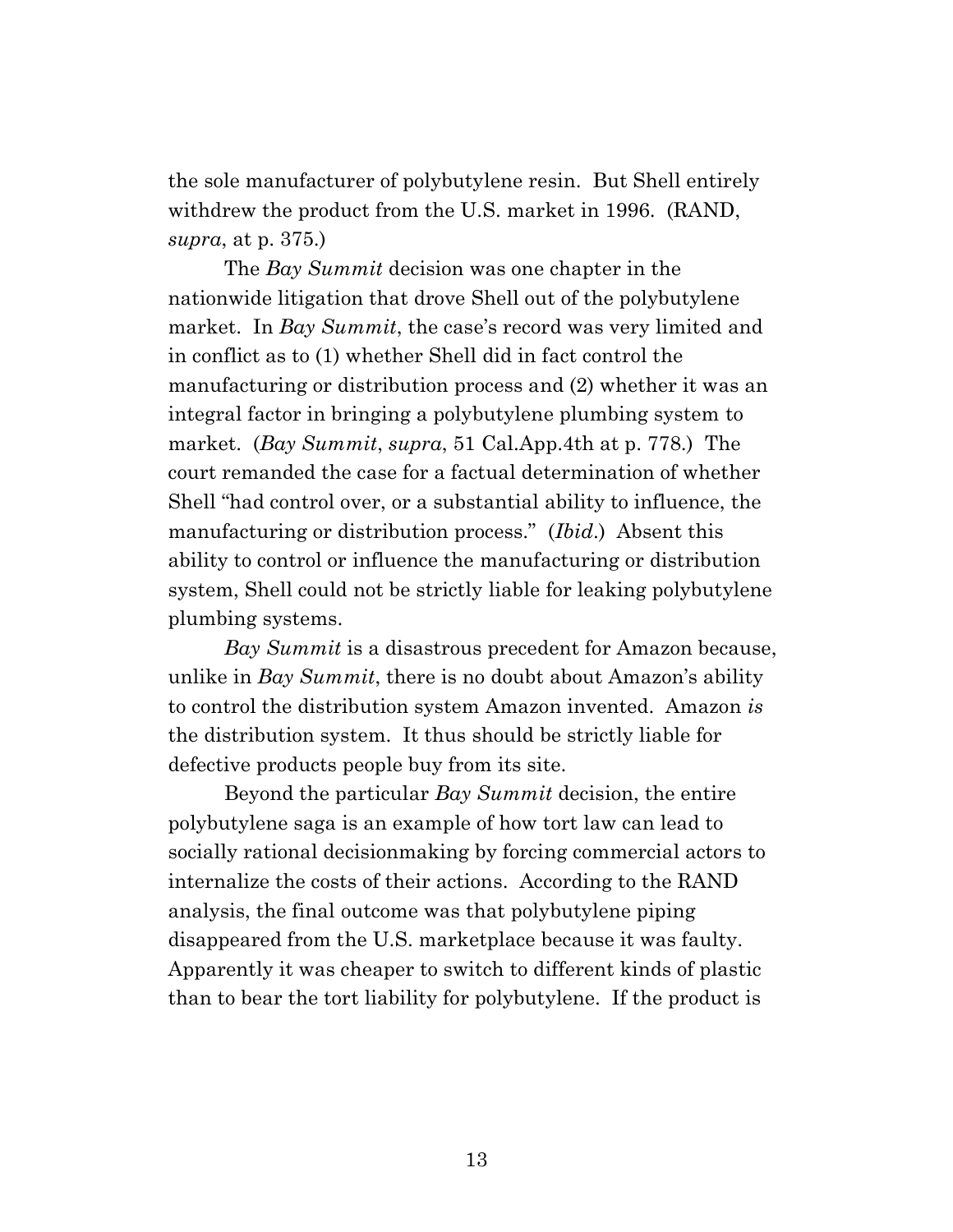the sole manufacturer of polybutylene resin. But Shell entirely withdrew the product from the U.S. market in 1996. (RAND, *supra*, at p. 375.)

The *Bay Summit* decision was one chapter in the nationwide litigation that drove Shell out of the polybutylene market. In *Bay Summit*, the case's record was very limited and in conflict as to (1) whether Shell did in fact control the manufacturing or distribution process and (2) whether it was an integral factor in bringing a polybutylene plumbing system to market. (*Bay Summit*, *supra*, 51 Cal.App.4th at p. 778.) The court remanded the case for a factual determination of whether Shell "had control over, or a substantial ability to influence, the manufacturing or distribution process." (*Ibid*.) Absent this ability to control or influence the manufacturing or distribution system, Shell could not be strictly liable for leaking polybutylene plumbing systems.

*Bay Summit* is a disastrous precedent for Amazon because, unlike in *Bay Summit*, there is no doubt about Amazon's ability to control the distribution system Amazon invented. Amazon *is* the distribution system. It thus should be strictly liable for defective products people buy from its site.

Beyond the particular *Bay Summit* decision, the entire polybutylene saga is an example of how tort law can lead to socially rational decisionmaking by forcing commercial actors to internalize the costs of their actions. According to the RAND analysis, the final outcome was that polybutylene piping disappeared from the U.S. marketplace because it was faulty. Apparently it was cheaper to switch to different kinds of plastic than to bear the tort liability for polybutylene. If the product is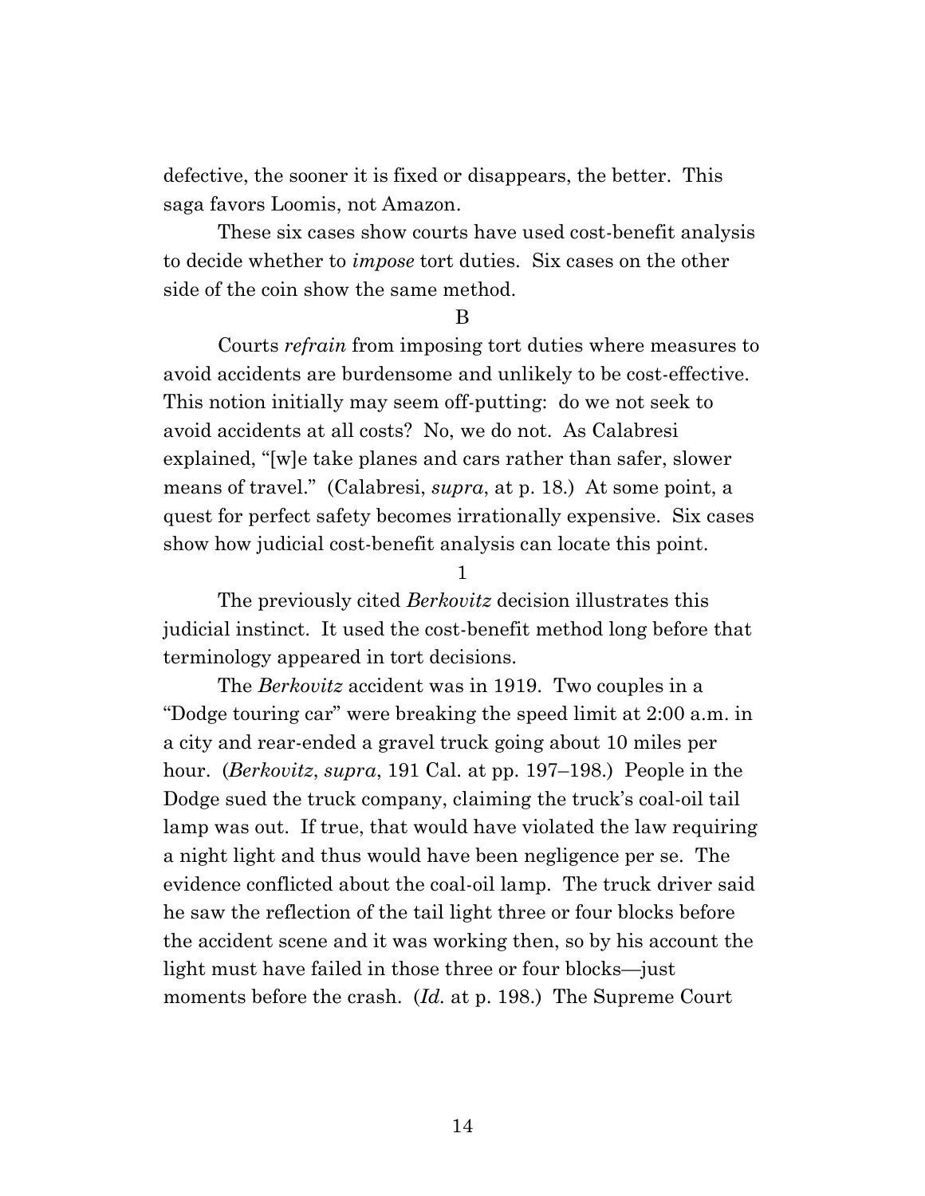defective, the sooner it is fixed or disappears, the better. This saga favors Loomis, not Amazon.

These six cases show courts have used cost-benefit analysis to decide whether to *impose* tort duties. Six cases on the other side of the coin show the same method.

B

Courts *refrain* from imposing tort duties where measures to avoid accidents are burdensome and unlikely to be cost-effective. This notion initially may seem off-putting: do we not seek to avoid accidents at all costs? No, we do not. As Calabresi explained, "[w]e take planes and cars rather than safer, slower means of travel." (Calabresi, *supra*, at p. 18.) At some point, a quest for perfect safety becomes irrationally expensive. Six cases show how judicial cost-benefit analysis can locate this point.

1

The previously cited *Berkovitz* decision illustrates this judicial instinct. It used the cost-benefit method long before that terminology appeared in tort decisions.

The *Berkovitz* accident was in 1919. Two couples in a "Dodge touring car" were breaking the speed limit at 2:00 a.m. in a city and rear-ended a gravel truck going about 10 miles per hour. (*Berkovitz*, *supra*, 191 Cal. at pp. 197–198.) People in the Dodge sued the truck company, claiming the truck's coal-oil tail lamp was out. If true, that would have violated the law requiring a night light and thus would have been negligence per se. The evidence conflicted about the coal-oil lamp. The truck driver said he saw the reflection of the tail light three or four blocks before the accident scene and it was working then, so by his account the light must have failed in those three or four blocks—just moments before the crash. (*Id.* at p. 198.) The Supreme Court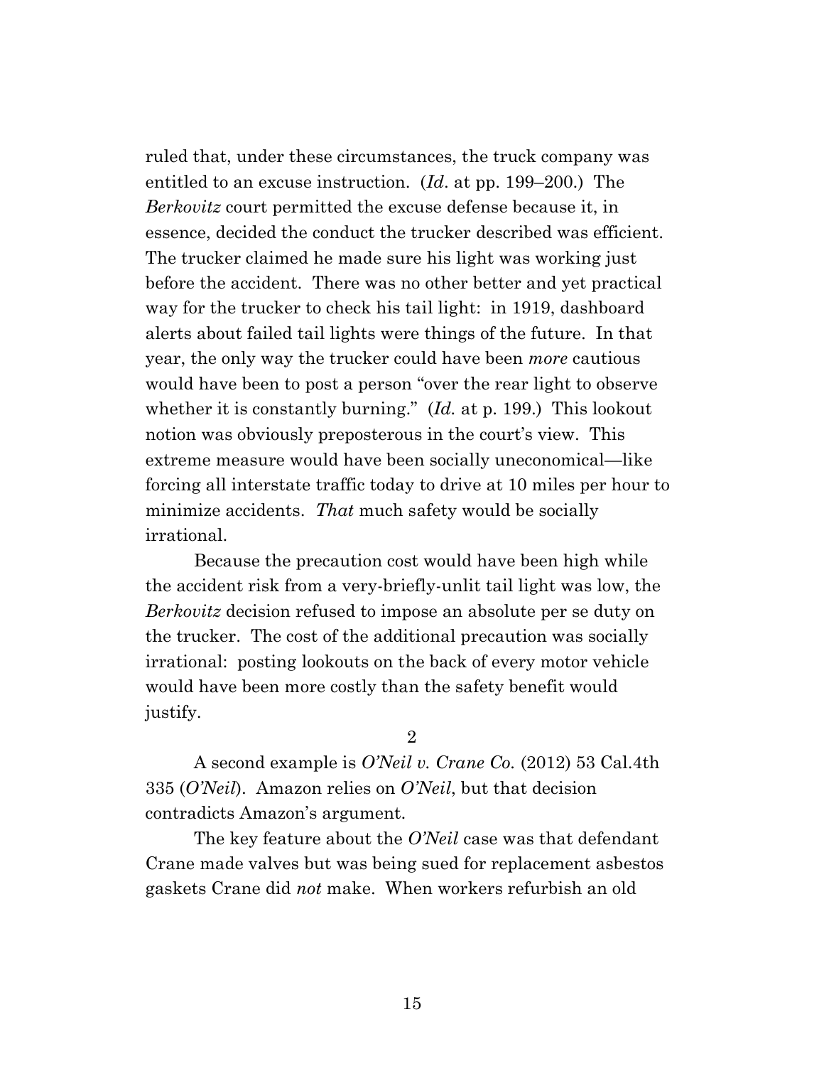ruled that, under these circumstances, the truck company was entitled to an excuse instruction. (*Id*. at pp. 199–200.) The *Berkovitz* court permitted the excuse defense because it, in essence, decided the conduct the trucker described was efficient. The trucker claimed he made sure his light was working just before the accident. There was no other better and yet practical way for the trucker to check his tail light: in 1919, dashboard alerts about failed tail lights were things of the future. In that year, the only way the trucker could have been *more* cautious would have been to post a person "over the rear light to observe whether it is constantly burning." (*Id.* at p. 199.) This lookout notion was obviously preposterous in the court's view. This extreme measure would have been socially uneconomical—like forcing all interstate traffic today to drive at 10 miles per hour to minimize accidents. *That* much safety would be socially irrational.

Because the precaution cost would have been high while the accident risk from a very-briefly-unlit tail light was low, the *Berkovitz* decision refused to impose an absolute per se duty on the trucker. The cost of the additional precaution was socially irrational: posting lookouts on the back of every motor vehicle would have been more costly than the safety benefit would justify.

2

A second example is *O'Neil v. Crane Co.* (2012) 53 Cal.4th 335 (*O'Neil*). Amazon relies on *O'Neil*, but that decision contradicts Amazon's argument.

The key feature about the *O'Neil* case was that defendant Crane made valves but was being sued for replacement asbestos gaskets Crane did *not* make. When workers refurbish an old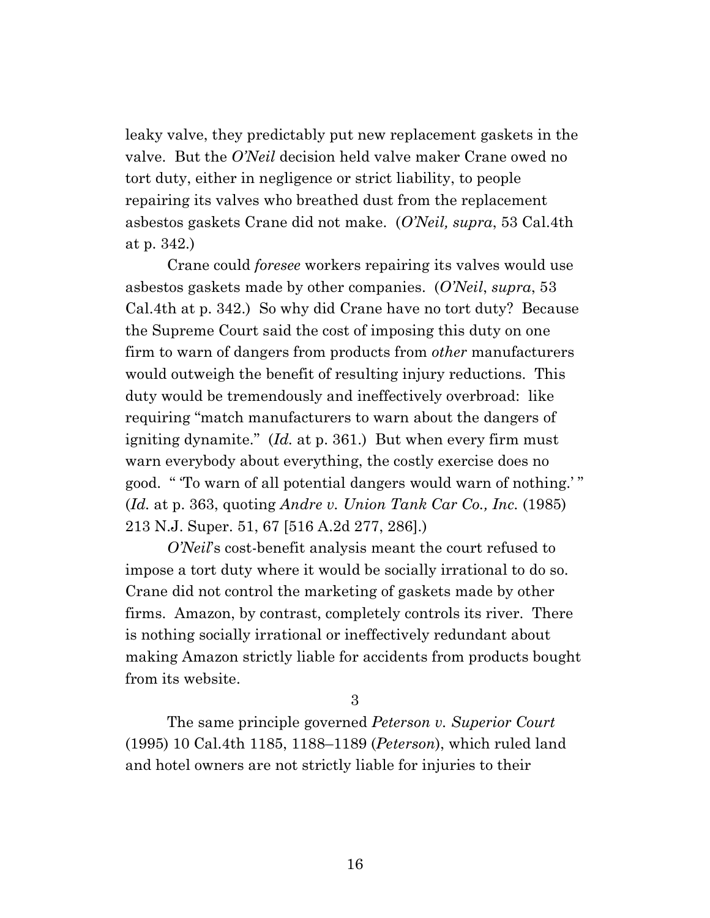leaky valve, they predictably put new replacement gaskets in the valve. But the *O'Neil* decision held valve maker Crane owed no tort duty, either in negligence or strict liability, to people repairing its valves who breathed dust from the replacement asbestos gaskets Crane did not make. (*O'Neil, supra*, 53 Cal.4th at p. 342.)

Crane could *foresee* workers repairing its valves would use asbestos gaskets made by other companies. (*O'Neil*, *supra*, 53 Cal.4th at p. 342.) So why did Crane have no tort duty? Because the Supreme Court said the cost of imposing this duty on one firm to warn of dangers from products from *other* manufacturers would outweigh the benefit of resulting injury reductions. This duty would be tremendously and ineffectively overbroad: like requiring "match manufacturers to warn about the dangers of igniting dynamite." (*Id.* at p. 361.) But when every firm must warn everybody about everything, the costly exercise does no good. " 'To warn of all potential dangers would warn of nothing.' " (*Id.* at p. 363, quoting *Andre v. Union Tank Car Co., Inc.* (1985) 213 N.J. Super. 51, 67 [516 A.2d 277, 286].)

*O'Neil*'s cost-benefit analysis meant the court refused to impose a tort duty where it would be socially irrational to do so. Crane did not control the marketing of gaskets made by other firms. Amazon, by contrast, completely controls its river. There is nothing socially irrational or ineffectively redundant about making Amazon strictly liable for accidents from products bought from its website.

3

The same principle governed *Peterson v. Superior Court* (1995) 10 Cal.4th 1185, 1188–1189 (*Peterson*), which ruled land and hotel owners are not strictly liable for injuries to their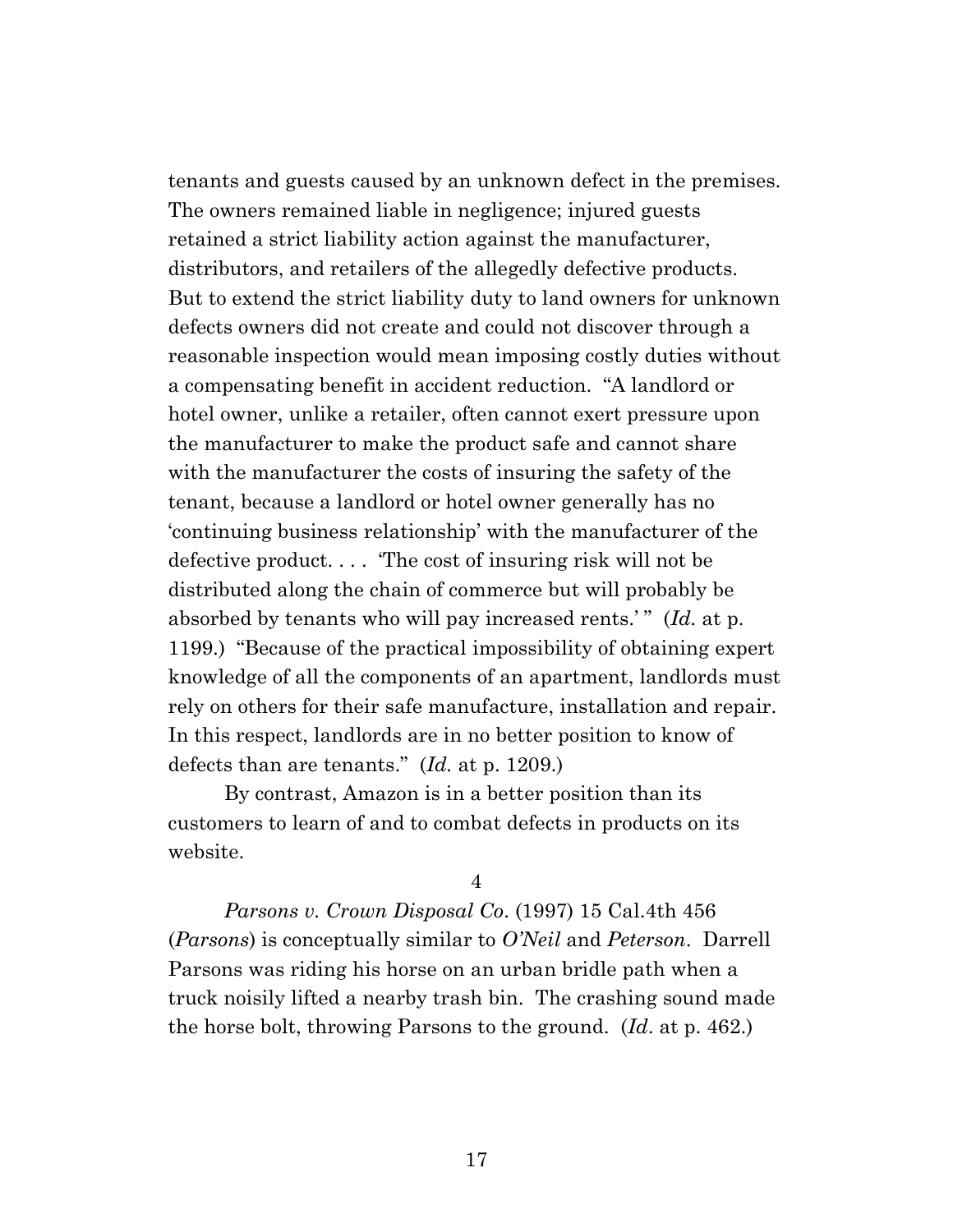tenants and guests caused by an unknown defect in the premises. The owners remained liable in negligence; injured guests retained a strict liability action against the manufacturer, distributors, and retailers of the allegedly defective products. But to extend the strict liability duty to land owners for unknown defects owners did not create and could not discover through a reasonable inspection would mean imposing costly duties without a compensating benefit in accident reduction. "A landlord or hotel owner, unlike a retailer, often cannot exert pressure upon the manufacturer to make the product safe and cannot share with the manufacturer the costs of insuring the safety of the tenant, because a landlord or hotel owner generally has no 'continuing business relationship' with the manufacturer of the defective product. . . . 'The cost of insuring risk will not be distributed along the chain of commerce but will probably be absorbed by tenants who will pay increased rents.' " (*Id.* at p. 1199.) "Because of the practical impossibility of obtaining expert knowledge of all the components of an apartment, landlords must rely on others for their safe manufacture, installation and repair. In this respect, landlords are in no better position to know of defects than are tenants." (*Id.* at p. 1209.)

By contrast, Amazon is in a better position than its customers to learn of and to combat defects in products on its website.

4

*Parsons v. Crown Disposal Co*. (1997) 15 Cal.4th 456 (*Parsons*) is conceptually similar to *O'Neil* and *Peterson*. Darrell Parsons was riding his horse on an urban bridle path when a truck noisily lifted a nearby trash bin. The crashing sound made the horse bolt, throwing Parsons to the ground. (*Id*. at p. 462.)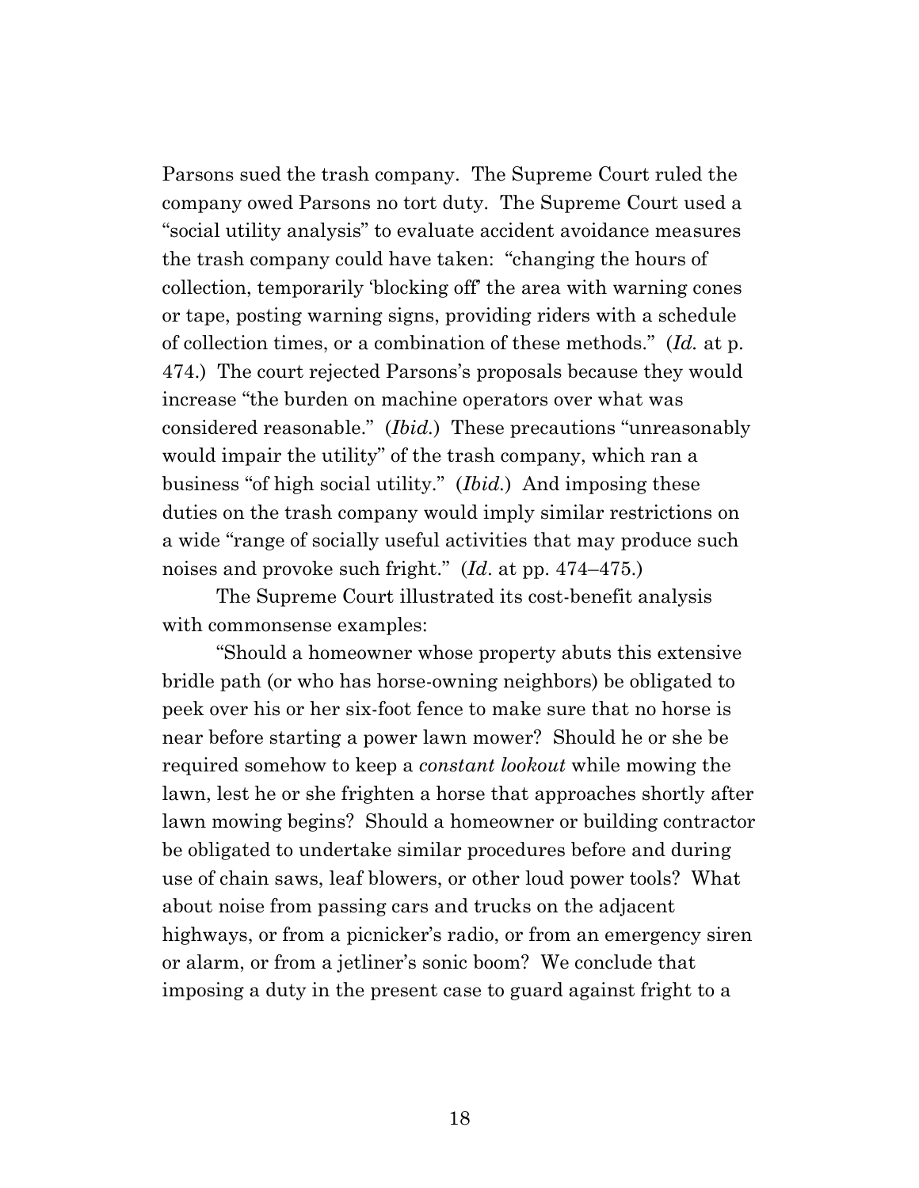Parsons sued the trash company. The Supreme Court ruled the company owed Parsons no tort duty. The Supreme Court used a "social utility analysis" to evaluate accident avoidance measures the trash company could have taken: "changing the hours of collection, temporarily 'blocking off' the area with warning cones or tape, posting warning signs, providing riders with a schedule of collection times, or a combination of these methods." (*Id.* at p. 474.) The court rejected Parsons's proposals because they would increase "the burden on machine operators over what was considered reasonable." (*Ibid.*) These precautions "unreasonably would impair the utility" of the trash company, which ran a business "of high social utility." (*Ibid.*) And imposing these duties on the trash company would imply similar restrictions on a wide "range of socially useful activities that may produce such noises and provoke such fright." (*Id*. at pp. 474–475.)

The Supreme Court illustrated its cost-benefit analysis with commonsense examples:

"Should a homeowner whose property abuts this extensive bridle path (or who has horse-owning neighbors) be obligated to peek over his or her six-foot fence to make sure that no horse is near before starting a power lawn mower? Should he or she be required somehow to keep a *constant lookout* while mowing the lawn, lest he or she frighten a horse that approaches shortly after lawn mowing begins? Should a homeowner or building contractor be obligated to undertake similar procedures before and during use of chain saws, leaf blowers, or other loud power tools? What about noise from passing cars and trucks on the adjacent highways, or from a picnicker's radio, or from an emergency siren or alarm, or from a jetliner's sonic boom? We conclude that imposing a duty in the present case to guard against fright to a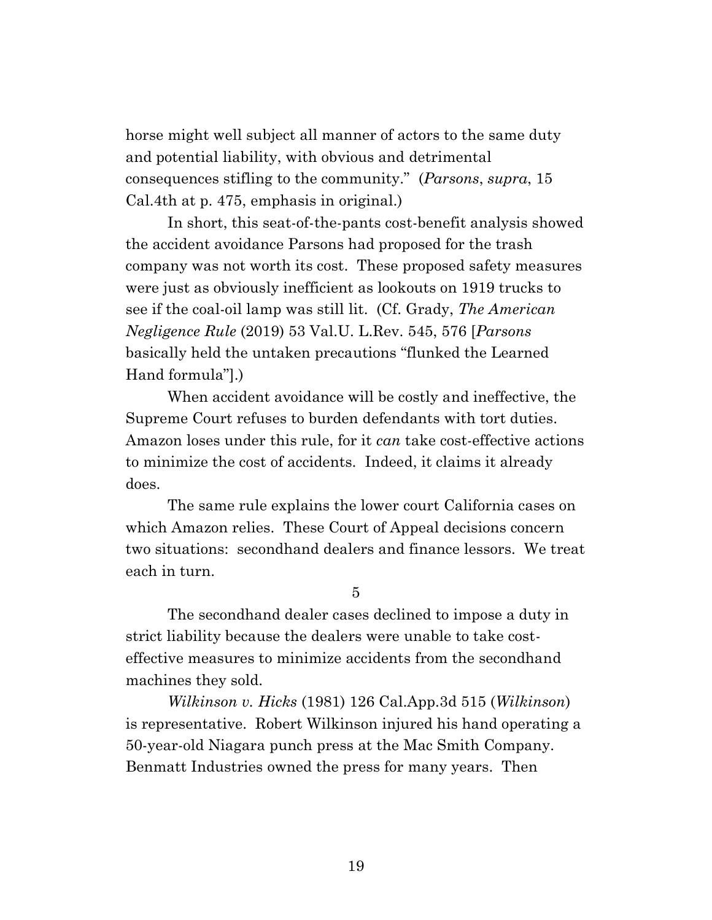horse might well subject all manner of actors to the same duty and potential liability, with obvious and detrimental consequences stifling to the community." (*Parsons*, *supra*, 15 Cal.4th at p. 475, emphasis in original.)

In short, this seat-of-the-pants cost-benefit analysis showed the accident avoidance Parsons had proposed for the trash company was not worth its cost. These proposed safety measures were just as obviously inefficient as lookouts on 1919 trucks to see if the coal-oil lamp was still lit. (Cf. Grady, *The American Negligence Rule* (2019) 53 Val.U. L.Rev. 545, 576 [*Parsons* basically held the untaken precautions "flunked the Learned Hand formula"].)

When accident avoidance will be costly and ineffective, the Supreme Court refuses to burden defendants with tort duties. Amazon loses under this rule, for it *can* take cost-effective actions to minimize the cost of accidents. Indeed, it claims it already does.

The same rule explains the lower court California cases on which Amazon relies. These Court of Appeal decisions concern two situations: secondhand dealers and finance lessors. We treat each in turn.

5

The secondhand dealer cases declined to impose a duty in strict liability because the dealers were unable to take cost-effective measures to minimize accidents from the secondhand machines they sold.

*Wilkinson v. Hicks* (1981) 126 Cal.App.3d 515 (*Wilkinson*) is representative. Robert Wilkinson injured his hand operating a 50-year-old Niagara punch press at the Mac Smith Company. Benmatt Industries owned the press for many years. Then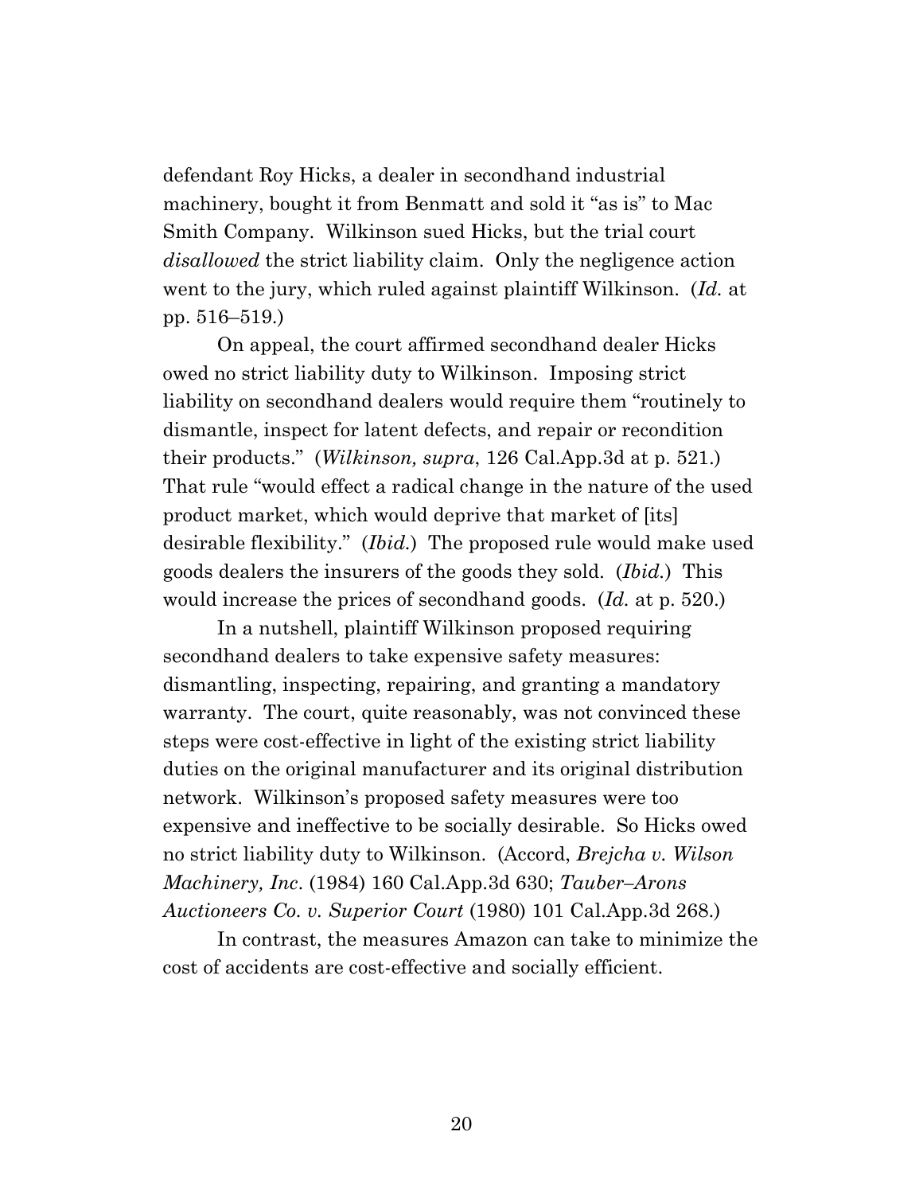defendant Roy Hicks, a dealer in secondhand industrial machinery, bought it from Benmatt and sold it "as is" to Mac Smith Company. Wilkinson sued Hicks, but the trial court *disallowed* the strict liability claim. Only the negligence action went to the jury, which ruled against plaintiff Wilkinson. (*Id.* at pp. 516–519.)

On appeal, the court affirmed secondhand dealer Hicks owed no strict liability duty to Wilkinson. Imposing strict liability on secondhand dealers would require them "routinely to dismantle, inspect for latent defects, and repair or recondition their products." (*Wilkinson, supra*, 126 Cal.App.3d at p. 521.) That rule "would effect a radical change in the nature of the used product market, which would deprive that market of [its] desirable flexibility." (*Ibid.*) The proposed rule would make used goods dealers the insurers of the goods they sold. (*Ibid.*) This would increase the prices of secondhand goods. (*Id.* at p. 520.)

In a nutshell, plaintiff Wilkinson proposed requiring secondhand dealers to take expensive safety measures: dismantling, inspecting, repairing, and granting a mandatory warranty. The court, quite reasonably, was not convinced these steps were cost-effective in light of the existing strict liability duties on the original manufacturer and its original distribution network. Wilkinson's proposed safety measures were too expensive and ineffective to be socially desirable. So Hicks owed no strict liability duty to Wilkinson. (Accord, *Brejcha v. Wilson Machinery, Inc.* (1984) 160 Cal.App.3d 630; *Tauber–Arons Auctioneers Co. v. Superior Court* (1980) 101 Cal.App.3d 268.)

In contrast, the measures Amazon can take to minimize the cost of accidents are cost-effective and socially efficient.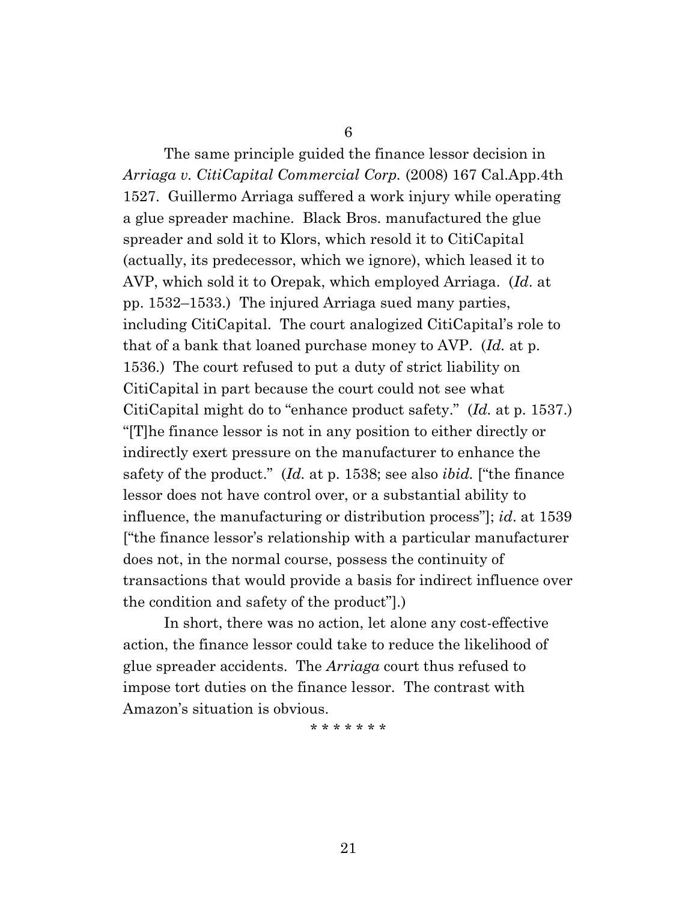6

The same principle guided the finance lessor decision in *Arriaga v. CitiCapital Commercial Corp.* (2008) 167 Cal.App.4th 1527. Guillermo Arriaga suffered a work injury while operating a glue spreader machine. Black Bros. manufactured the glue spreader and sold it to Klors, which resold it to CitiCapital (actually, its predecessor, which we ignore), which leased it to AVP, which sold it to Orepak, which employed Arriaga. (*Id*. at pp. 1532–1533.) The injured Arriaga sued many parties, including CitiCapital. The court analogized CitiCapital's role to that of a bank that loaned purchase money to AVP. (*Id.* at p. 1536.) The court refused to put a duty of strict liability on CitiCapital in part because the court could not see what CitiCapital might do to "enhance product safety." (*Id.* at p. 1537.) "[T]he finance lessor is not in any position to either directly or indirectly exert pressure on the manufacturer to enhance the safety of the product." (*Id.* at p. 1538; see also *ibid.* ["the finance lessor does not have control over, or a substantial ability to influence, the manufacturing or distribution process"]; *id*. at 1539 ["the finance lessor's relationship with a particular manufacturer does not, in the normal course, possess the continuity of transactions that would provide a basis for indirect influence over the condition and safety of the product"].)

In short, there was no action, let alone any cost-effective action, the finance lessor could take to reduce the likelihood of glue spreader accidents. The *Arriaga* court thus refused to impose tort duties on the finance lessor. The contrast with Amazon's situation is obvious.

\* \* \* \* \* \* \*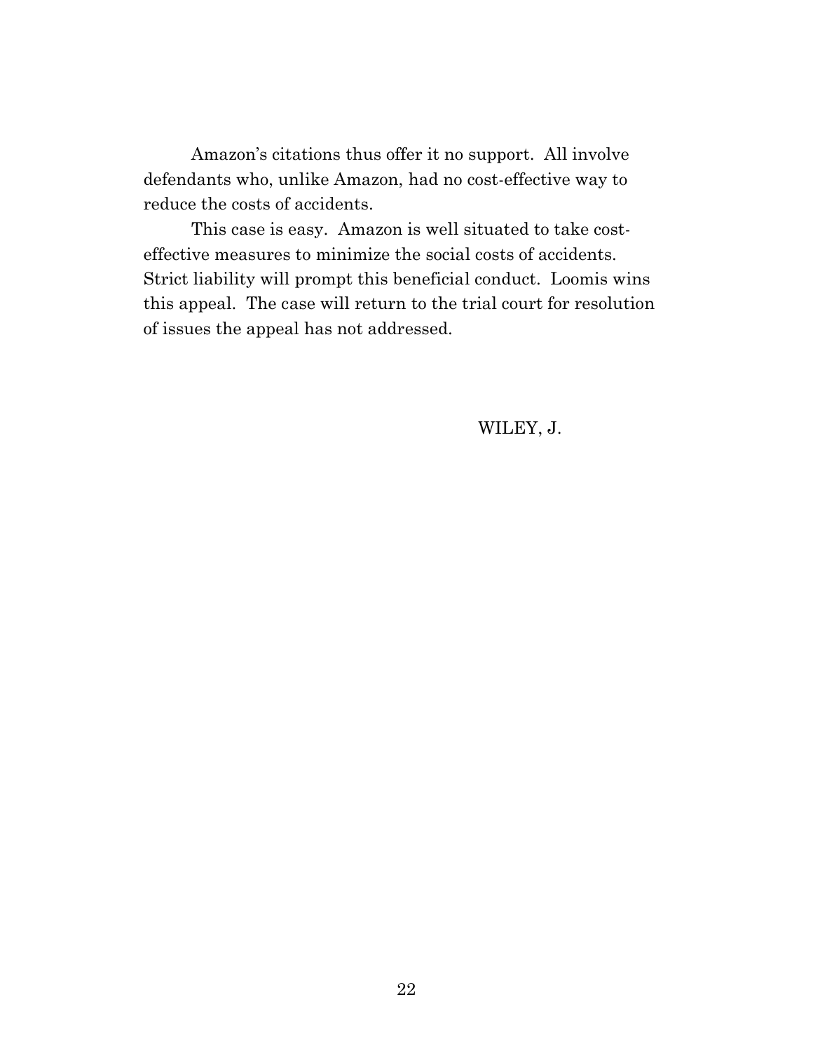Amazon's citations thus offer it no support. All involve defendants who, unlike Amazon, had no cost-effective way to reduce the costs of accidents.

This case is easy. Amazon is well situated to take cost-effective measures to minimize the social costs of accidents. Strict liability will prompt this beneficial conduct. Loomis wins this appeal. The case will return to the trial court for resolution of issues the appeal has not addressed.

WILEY, J.